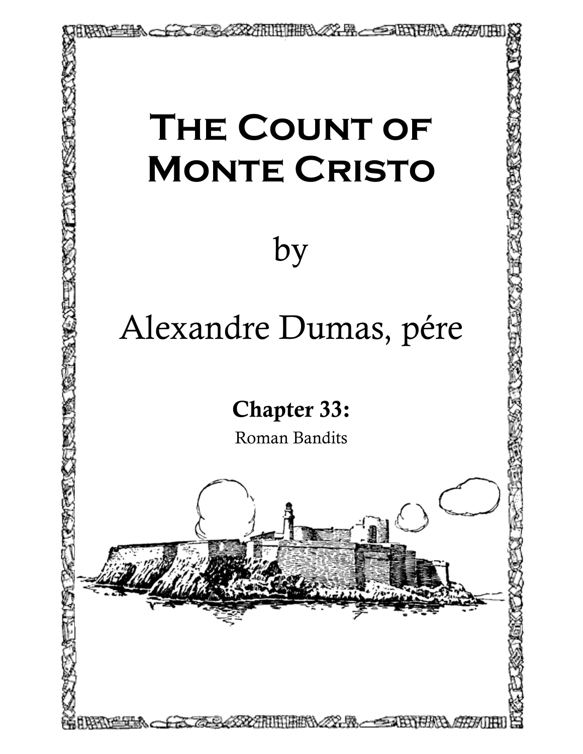# The Count of Monte Cristo

by

Alexandre Dumas, pére

## Chapter 33:

Roman Bandits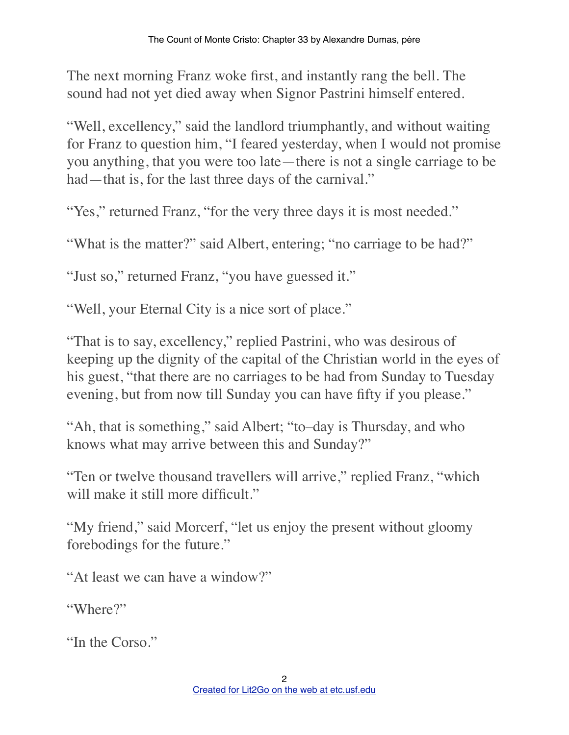The next morning Franz woke first, and instantly rang the bell. The sound had not yet died away when Signor Pastrini himself entered.

"Well, excellency," said the landlord triumphantly, and without waiting for Franz to question him, "I feared yesterday, when I would not promise you anything, that you were too late—there is not a single carriage to be had—that is, for the last three days of the carnival."

"Yes," returned Franz, "for the very three days it is most needed."

"What is the matter?" said Albert, entering; "no carriage to be had?"

"Just so," returned Franz, "you have guessed it."

"Well, your Eternal City is a nice sort of place."

"That is to say, excellency," replied Pastrini, who was desirous of keeping up the dignity of the capital of the Christian world in the eyes of his guest, "that there are no carriages to be had from Sunday to Tuesday evening, but from now till Sunday you can have fifty if you please."

"Ah, that is something," said Albert; "to–day is Thursday, and who knows what may arrive between this and Sunday?"

"Ten or twelve thousand travellers will arrive," replied Franz, "which will make it still more difficult."

"My friend," said Morcerf, "let us enjoy the present without gloomy forebodings for the future."

"At least we can have a window?"

"Where?"

"In the Corso."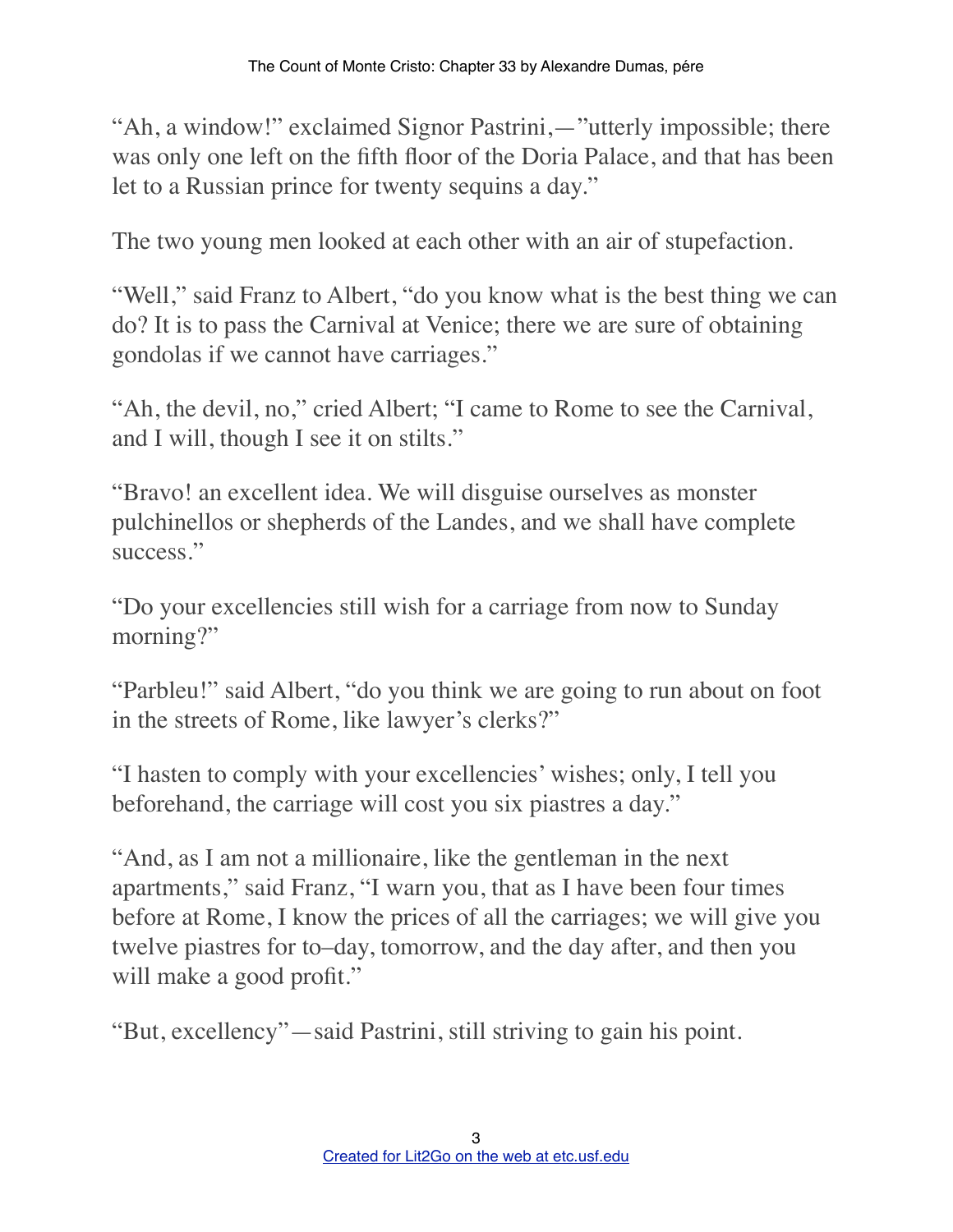"Ah, a window!" exclaimed Signor Pastrini,—"utterly impossible; there was only one left on the fifth floor of the Doria Palace, and that has been let to a Russian prince for twenty sequins a day."

The two young men looked at each other with an air of stupefaction.

"Well," said Franz to Albert, "do you know what is the best thing we can do? It is to pass the Carnival at Venice; there we are sure of obtaining gondolas if we cannot have carriages."

"Ah, the devil, no," cried Albert; "I came to Rome to see the Carnival, and I will, though I see it on stilts."

"Bravo! an excellent idea. We will disguise ourselves as monster pulchinellos or shepherds of the Landes, and we shall have complete success."

"Do your excellencies still wish for a carriage from now to Sunday morning?"

"Parbleu!" said Albert, "do you think we are going to run about on foot in the streets of Rome, like lawyer's clerks?"

"I hasten to comply with your excellencies' wishes; only, I tell you beforehand, the carriage will cost you six piastres a day."

"And, as I am not a millionaire, like the gentleman in the next apartments," said Franz, "I warn you, that as I have been four times before at Rome, I know the prices of all the carriages; we will give you twelve piastres for to–day, tomorrow, and the day after, and then you will make a good profit."

"But, excellency"—said Pastrini, still striving to gain his point.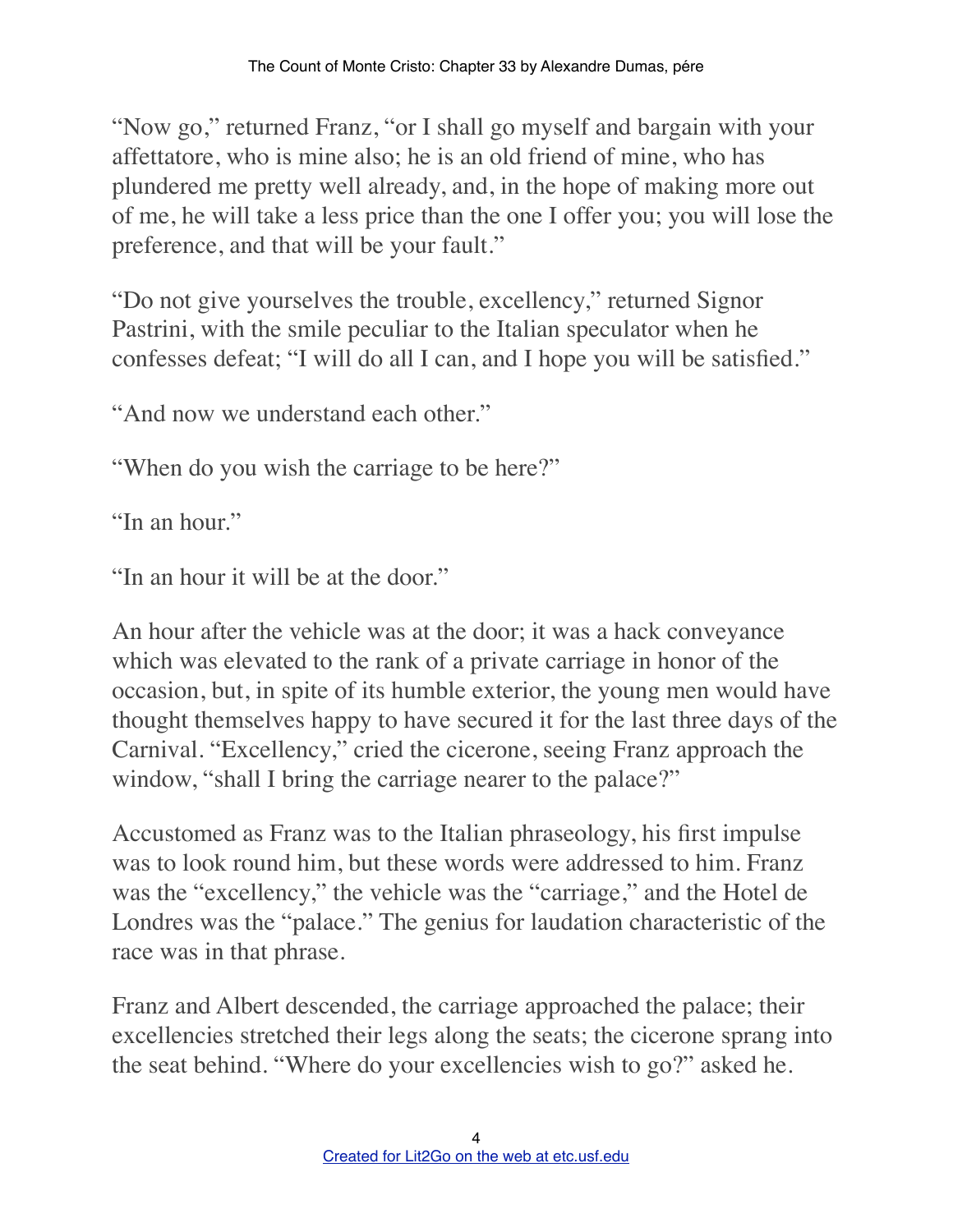"Now go," returned Franz, "or I shall go myself and bargain with your affettatore, who is mine also; he is an old friend of mine, who has plundered me pretty well already, and, in the hope of making more out of me, he will take a less price than the one I offer you; you will lose the preference, and that will be your fault."

"Do not give yourselves the trouble, excellency," returned Signor Pastrini, with the smile peculiar to the Italian speculator when he confesses defeat; "I will do all I can, and I hope you will be satisfied."

"And now we understand each other."

"When do you wish the carriage to be here?"

"In an hour."

"In an hour it will be at the door."

An hour after the vehicle was at the door; it was a hack conveyance which was elevated to the rank of a private carriage in honor of the occasion, but, in spite of its humble exterior, the young men would have thought themselves happy to have secured it for the last three days of the Carnival. "Excellency," cried the cicerone, seeing Franz approach the window, "shall I bring the carriage nearer to the palace?"

Accustomed as Franz was to the Italian phraseology, his first impulse was to look round him, but these words were addressed to him. Franz was the "excellency," the vehicle was the "carriage," and the Hotel de Londres was the "palace." The genius for laudation characteristic of the race was in that phrase.

Franz and Albert descended, the carriage approached the palace; their excellencies stretched their legs along the seats; the cicerone sprang into the seat behind. "Where do your excellencies wish to go?" asked he.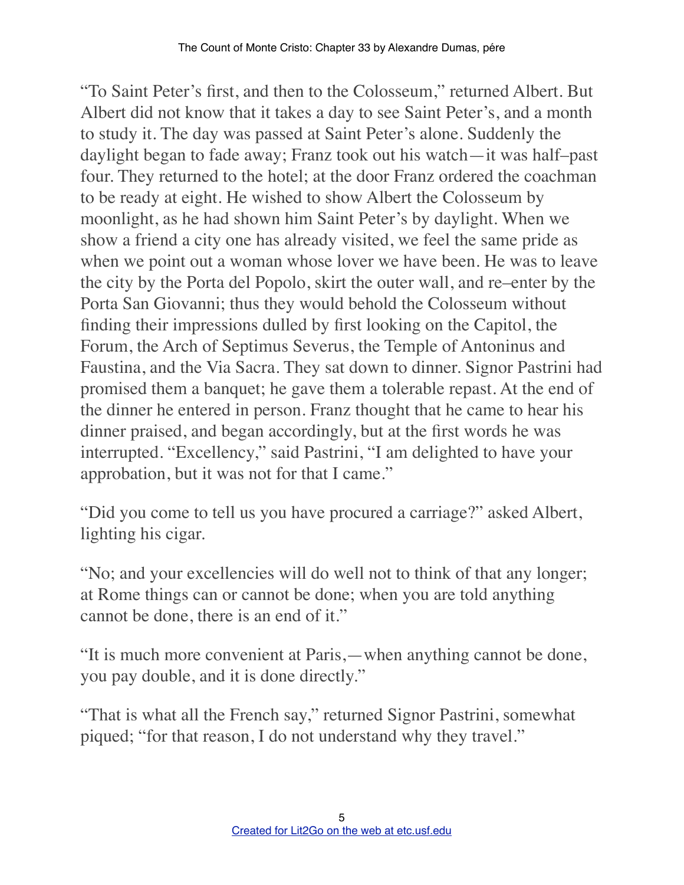"To Saint Peter's first, and then to the Colosseum," returned Albert. But Albert did not know that it takes a day to see Saint Peter's, and a month to study it. The day was passed at Saint Peter's alone. Suddenly the daylight began to fade away; Franz took out his watch—it was half–past four. They returned to the hotel; at the door Franz ordered the coachman to be ready at eight. He wished to show Albert the Colosseum by moonlight, as he had shown him Saint Peter's by daylight. When we show a friend a city one has already visited, we feel the same pride as when we point out a woman whose lover we have been. He was to leave the city by the Porta del Popolo, skirt the outer wall, and re–enter by the Porta San Giovanni; thus they would behold the Colosseum without finding their impressions dulled by first looking on the Capitol, the Forum, the Arch of Septimus Severus, the Temple of Antoninus and Faustina, and the Via Sacra. They sat down to dinner. Signor Pastrini had promised them a banquet; he gave them a tolerable repast. At the end of the dinner he entered in person. Franz thought that he came to hear his dinner praised, and began accordingly, but at the first words he was interrupted. "Excellency," said Pastrini, "I am delighted to have your approbation, but it was not for that I came."

"Did you come to tell us you have procured a carriage?" asked Albert, lighting his cigar.

"No; and your excellencies will do well not to think of that any longer; at Rome things can or cannot be done; when you are told anything cannot be done, there is an end of it."

"It is much more convenient at Paris,—when anything cannot be done, you pay double, and it is done directly."

"That is what all the French say," returned Signor Pastrini, somewhat piqued; "for that reason, I do not understand why they travel."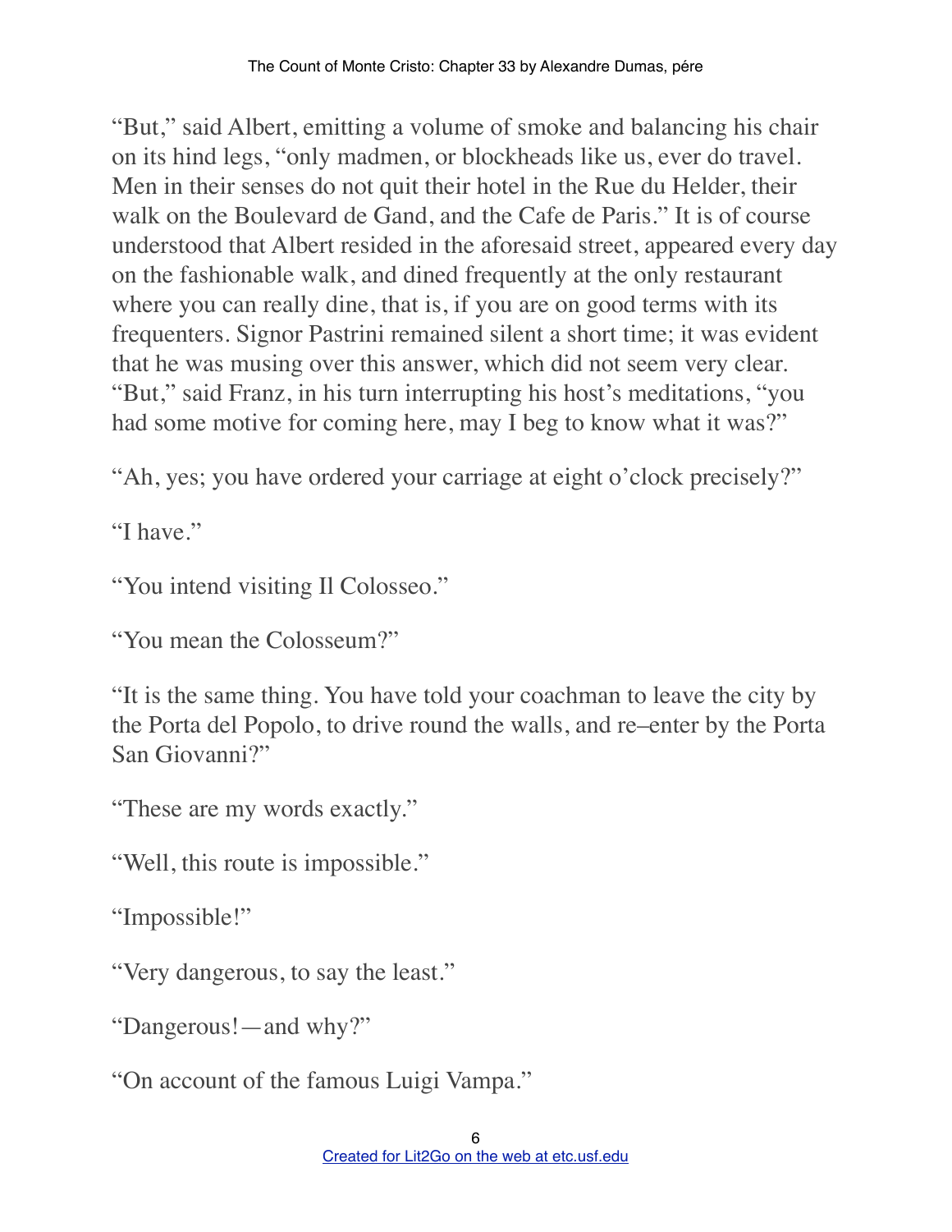"But," said Albert, emitting a volume of smoke and balancing his chair on its hind legs, "only madmen, or blockheads like us, ever do travel. Men in their senses do not quit their hotel in the Rue du Helder, their walk on the Boulevard de Gand, and the Cafe de Paris." It is of course understood that Albert resided in the aforesaid street, appeared every day on the fashionable walk, and dined frequently at the only restaurant where you can really dine, that is, if you are on good terms with its frequenters. Signor Pastrini remained silent a short time; it was evident that he was musing over this answer, which did not seem very clear. "But," said Franz, in his turn interrupting his host's meditations, "you had some motive for coming here, may I beg to know what it was?"

"Ah, yes; you have ordered your carriage at eight o'clock precisely?"

"I have."

"You intend visiting Il Colosseo."

"You mean the Colosseum?"

"It is the same thing. You have told your coachman to leave the city by the Porta del Popolo, to drive round the walls, and re–enter by the Porta San Giovanni?"

"These are my words exactly."

"Well, this route is impossible."

"Impossible!"

"Very dangerous, to say the least."

"Dangerous!—and why?"

"On account of the famous Luigi Vampa."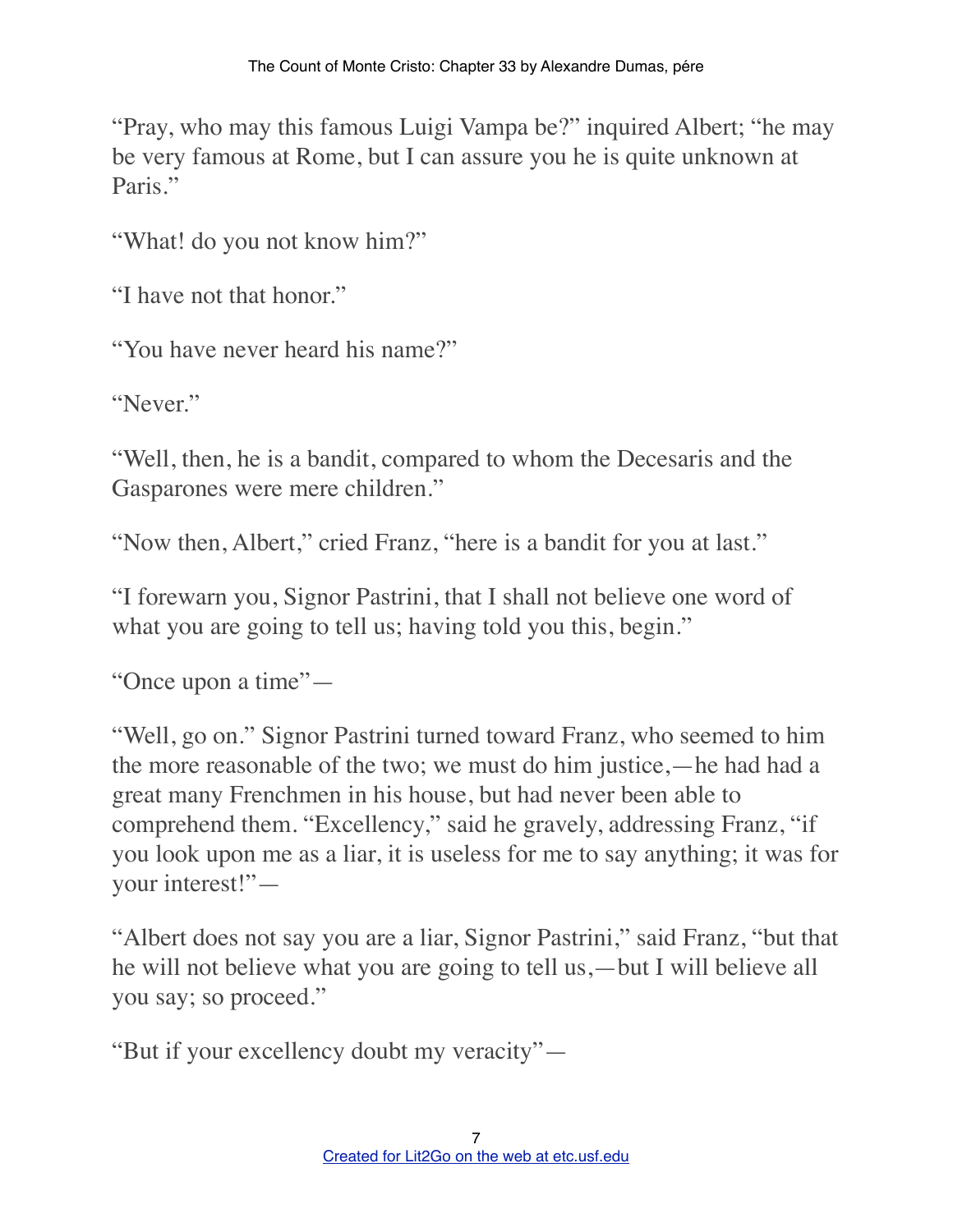"Pray, who may this famous Luigi Vampa be?" inquired Albert; "he may be very famous at Rome, but I can assure you he is quite unknown at Paris."

"What! do you not know him?"

"I have not that honor."

"You have never heard his name?"

"Never."

"Well, then, he is a bandit, compared to whom the Decesaris and the Gasparones were mere children."

"Now then, Albert," cried Franz, "here is a bandit for you at last."

"I forewarn you, Signor Pastrini, that I shall not believe one word of what you are going to tell us; having told you this, begin."

"Once upon a time"—

"Well, go on." Signor Pastrini turned toward Franz, who seemed to him the more reasonable of the two; we must do him justice,—he had had a great many Frenchmen in his house, but had never been able to comprehend them. "Excellency," said he gravely, addressing Franz, "if you look upon me as a liar, it is useless for me to say anything; it was for your interest!"—

"Albert does not say you are a liar, Signor Pastrini," said Franz, "but that he will not believe what you are going to tell us,—but I will believe all you say; so proceed."

"But if your excellency doubt my veracity"—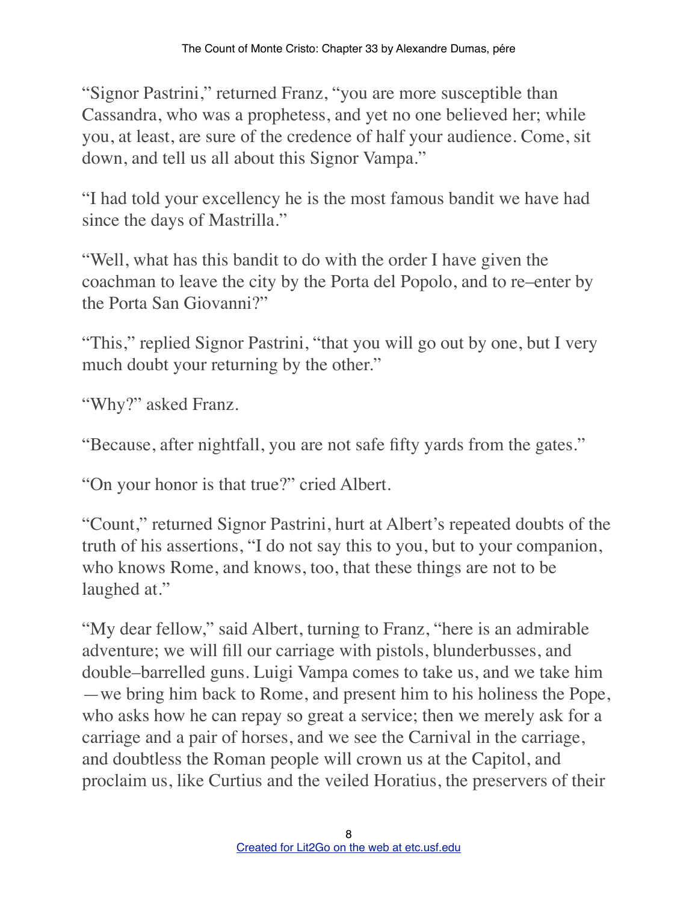"Signor Pastrini," returned Franz, "you are more susceptible than Cassandra, who was a prophetess, and yet no one believed her; while you, at least, are sure of the credence of half your audience. Come, sit down, and tell us all about this Signor Vampa."

"I had told your excellency he is the most famous bandit we have had since the days of Mastrilla."

"Well, what has this bandit to do with the order I have given the coachman to leave the city by the Porta del Popolo, and to re–enter by the Porta San Giovanni?"

"This," replied Signor Pastrini, "that you will go out by one, but I very much doubt your returning by the other."

"Why?" asked Franz.

"Because, after nightfall, you are not safe fifty yards from the gates."

"On your honor is that true?" cried Albert.

"Count," returned Signor Pastrini, hurt at Albert's repeated doubts of the truth of his assertions, "I do not say this to you, but to your companion, who knows Rome, and knows, too, that these things are not to be laughed at."

"My dear fellow," said Albert, turning to Franz, "here is an admirable adventure; we will fill our carriage with pistols, blunderbusses, and double–barrelled guns. Luigi Vampa comes to take us, and we take him —we bring him back to Rome, and present him to his holiness the Pope, who asks how he can repay so great a service; then we merely ask for a carriage and a pair of horses, and we see the Carnival in the carriage, and doubtless the Roman people will crown us at the Capitol, and proclaim us, like Curtius and the veiled Horatius, the preservers of their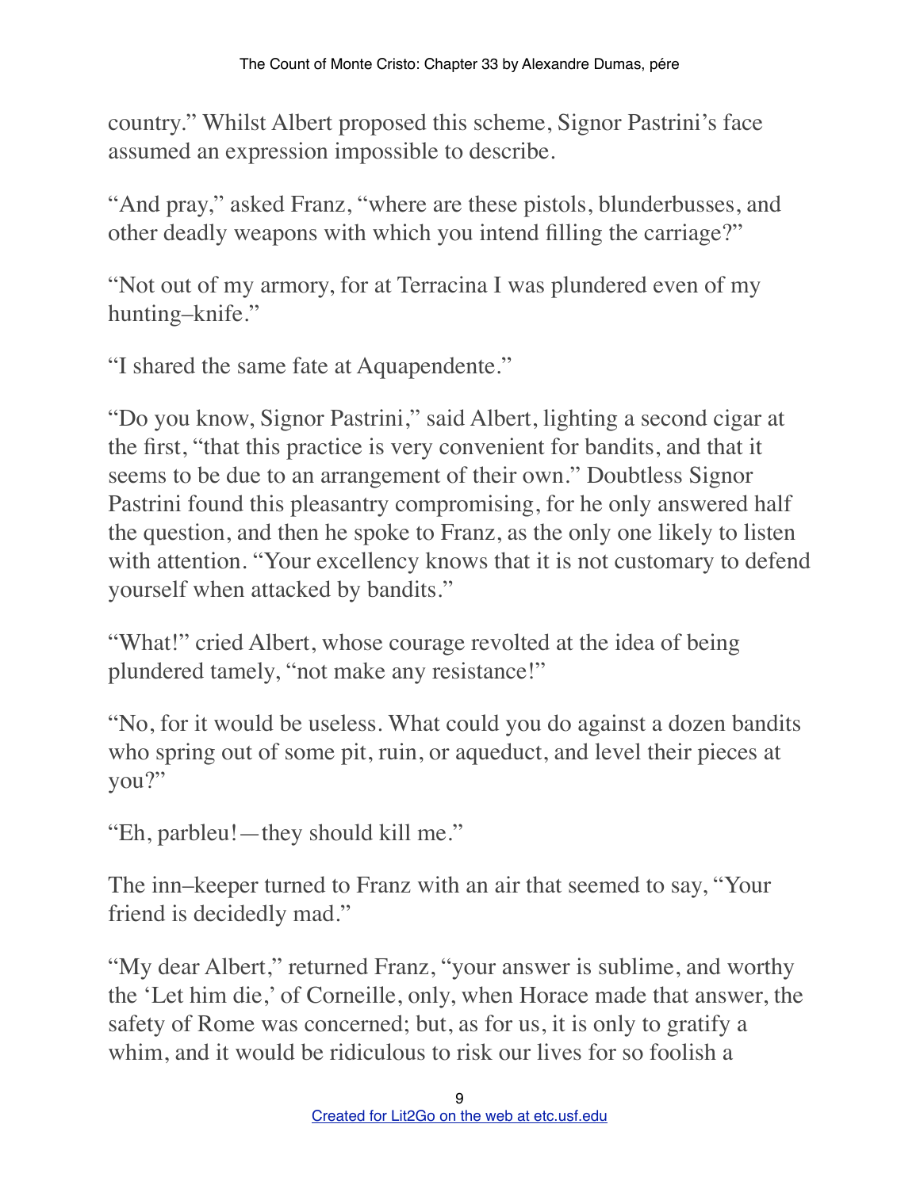country." Whilst Albert proposed this scheme, Signor Pastrini's face assumed an expression impossible to describe.

"And pray," asked Franz, "where are these pistols, blunderbusses, and other deadly weapons with which you intend filling the carriage?"

"Not out of my armory, for at Terracina I was plundered even of my hunting–knife."

"I shared the same fate at Aquapendente."

"Do you know, Signor Pastrini," said Albert, lighting a second cigar at the first, "that this practice is very convenient for bandits, and that it seems to be due to an arrangement of their own." Doubtless Signor Pastrini found this pleasantry compromising, for he only answered half the question, and then he spoke to Franz, as the only one likely to listen with attention. "Your excellency knows that it is not customary to defend yourself when attacked by bandits."

"What!" cried Albert, whose courage revolted at the idea of being plundered tamely, "not make any resistance!"

"No, for it would be useless. What could you do against a dozen bandits who spring out of some pit, ruin, or aqueduct, and level their pieces at you?"

"Eh, parbleu!—they should kill me."

The inn–keeper turned to Franz with an air that seemed to say, "Your friend is decidedly mad."

"My dear Albert," returned Franz, "your answer is sublime, and worthy the 'Let him die,' of Corneille, only, when Horace made that answer, the safety of Rome was concerned; but, as for us, it is only to gratify a whim, and it would be ridiculous to risk our lives for so foolish a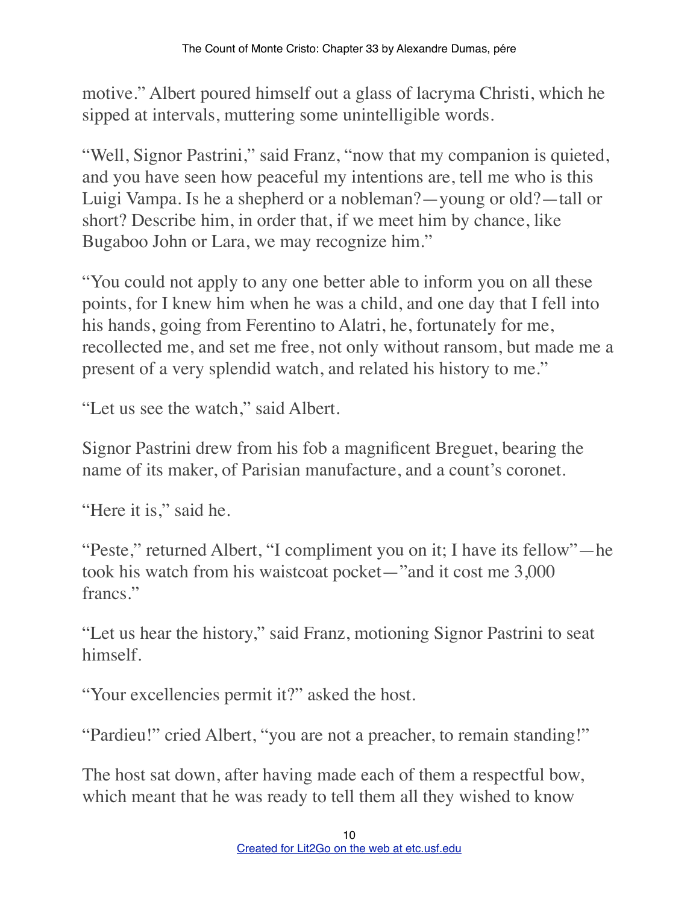motive." Albert poured himself out a glass of lacryma Christi, which he sipped at intervals, muttering some unintelligible words.

"Well, Signor Pastrini," said Franz, "now that my companion is quieted, and you have seen how peaceful my intentions are, tell me who is this Luigi Vampa. Is he a shepherd or a nobleman?—young or old?—tall or short? Describe him, in order that, if we meet him by chance, like Bugaboo John or Lara, we may recognize him."

"You could not apply to any one better able to inform you on all these points, for I knew him when he was a child, and one day that I fell into his hands, going from Ferentino to Alatri, he, fortunately for me, recollected me, and set me free, not only without ransom, but made me a present of a very splendid watch, and related his history to me."

"Let us see the watch," said Albert.

Signor Pastrini drew from his fob a magnificent Breguet, bearing the name of its maker, of Parisian manufacture, and a count's coronet.

"Here it is," said he.

"Peste," returned Albert, "I compliment you on it; I have its fellow"—he took his watch from his waistcoat pocket—"and it cost me 3,000 francs."

"Let us hear the history," said Franz, motioning Signor Pastrini to seat himself.

"Your excellencies permit it?" asked the host.

"Pardieu!" cried Albert, "you are not a preacher, to remain standing!"

The host sat down, after having made each of them a respectful bow, which meant that he was ready to tell them all they wished to know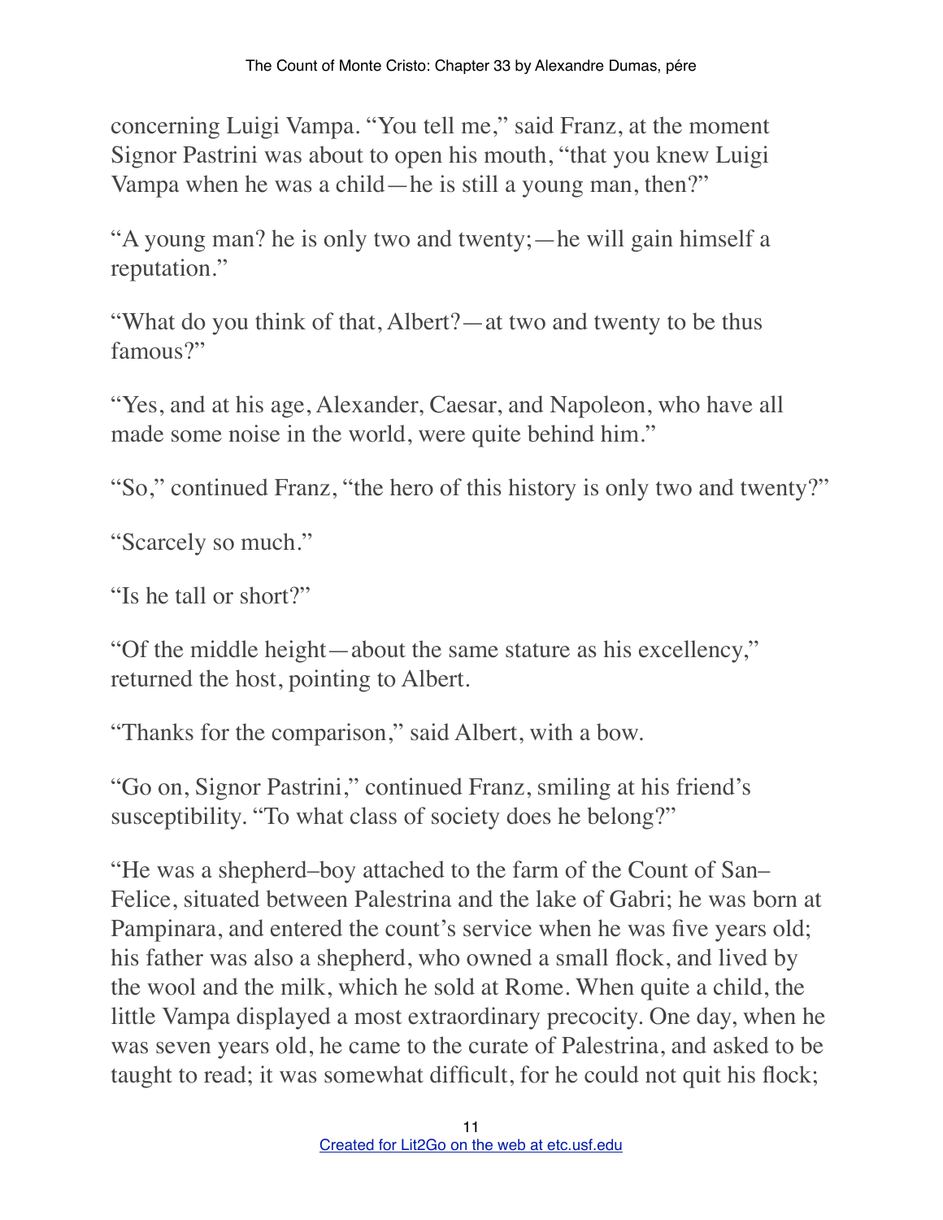concerning Luigi Vampa. “You tell me,” said Franz, at the moment Signor Pastrini was about to open his mouth, “that you knew Luigi Vampa when he was a child—he is still a young man, then?”

“A young man? he is only two and twenty;—he will gain himself a reputation.”

“What do you think of that, Albert?—at two and twenty to be thus famous?”

“Yes, and at his age, Alexander, Caesar, and Napoleon, who have all made some noise in the world, were quite behind him.”

“So,” continued Franz, “the hero of this history is only two and twenty?”

“Scarcely so much.”

“Is he tall or short?”

“Of the middle height—about the same stature as his excellency,” returned the host, pointing to Albert.

“Thanks for the comparison,” said Albert, with a bow.

“Go on, Signor Pastrini,” continued Franz, smiling at his friend’s susceptibility. “To what class of society does he belong?”

“He was a shepherd–boy attached to the farm of the Count of San–Felice, situated between Palestrina and the lake of Gabri; he was born at Pampinara, and entered the count’s service when he was five years old; his father was also a shepherd, who owned a small flock, and lived by the wool and the milk, which he sold at Rome. When quite a child, the little Vampa displayed a most extraordinary precocity. One day, when he was seven years old, he came to the curate of Palestrina, and asked to be taught to read; it was somewhat difficult, for he could not quit his flock;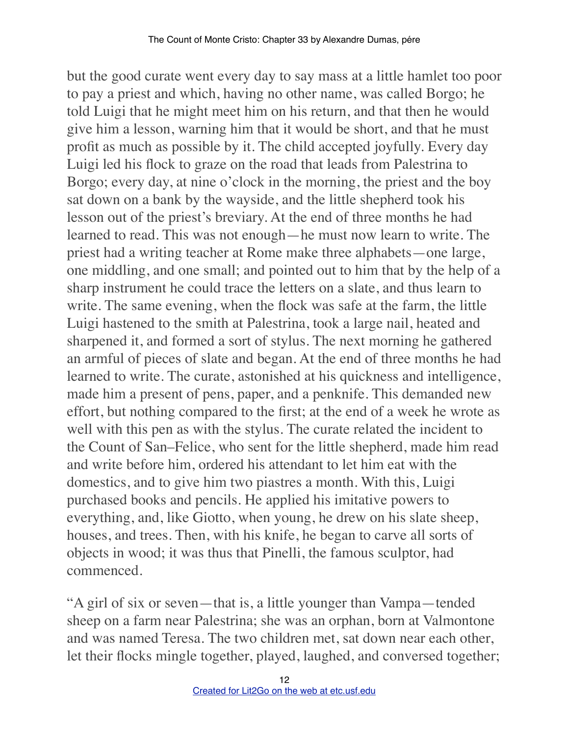but the good curate went every day to say mass at a little hamlet too poor to pay a priest and which, having no other name, was called Borgo; he told Luigi that he might meet him on his return, and that then he would give him a lesson, warning him that it would be short, and that he must profit as much as possible by it. The child accepted joyfully. Every day Luigi led his flock to graze on the road that leads from Palestrina to Borgo; every day, at nine o'clock in the morning, the priest and the boy sat down on a bank by the wayside, and the little shepherd took his lesson out of the priest's breviary. At the end of three months he had learned to read. This was not enough—he must now learn to write. The priest had a writing teacher at Rome make three alphabets—one large, one middling, and one small; and pointed out to him that by the help of a sharp instrument he could trace the letters on a slate, and thus learn to write. The same evening, when the flock was safe at the farm, the little Luigi hastened to the smith at Palestrina, took a large nail, heated and sharpened it, and formed a sort of stylus. The next morning he gathered an armful of pieces of slate and began. At the end of three months he had learned to write. The curate, astonished at his quickness and intelligence, made him a present of pens, paper, and a penknife. This demanded new effort, but nothing compared to the first; at the end of a week he wrote as well with this pen as with the stylus. The curate related the incident to the Count of San–Felice, who sent for the little shepherd, made him read and write before him, ordered his attendant to let him eat with the domestics, and to give him two piastres a month. With this, Luigi purchased books and pencils. He applied his imitative powers to everything, and, like Giotto, when young, he drew on his slate sheep, houses, and trees. Then, with his knife, he began to carve all sorts of objects in wood; it was thus that Pinelli, the famous sculptor, had commenced.

"A girl of six or seven—that is, a little younger than Vampa—tended sheep on a farm near Palestrina; she was an orphan, born at Valmontone and was named Teresa. The two children met, sat down near each other, let their flocks mingle together, played, laughed, and conversed together;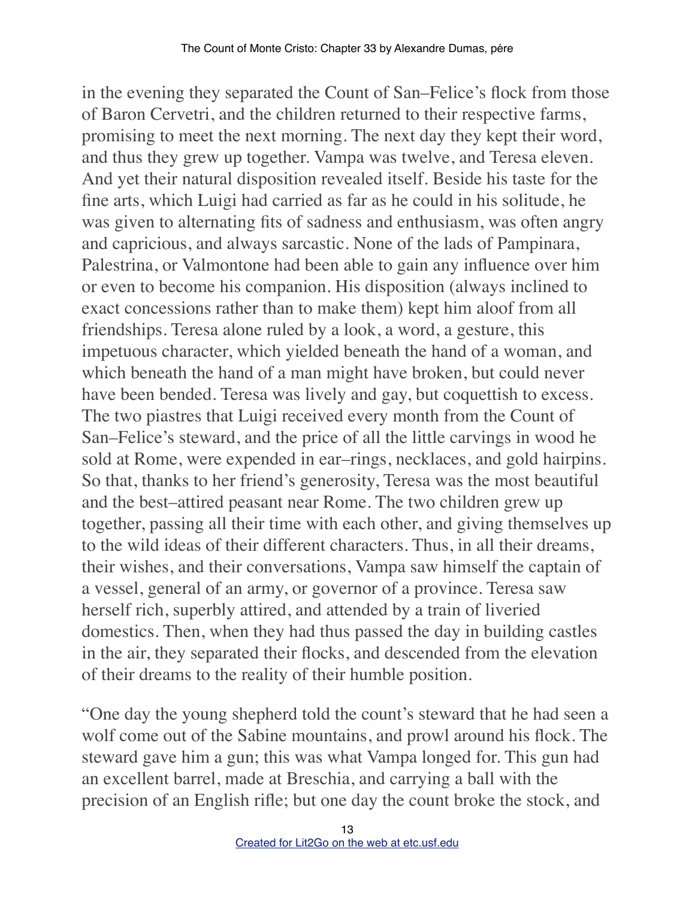in the evening they separated the Count of San–Felice's flock from those of Baron Cervetri, and the children returned to their respective farms, promising to meet the next morning. The next day they kept their word, and thus they grew up together. Vampa was twelve, and Teresa eleven. And yet their natural disposition revealed itself. Beside his taste for the fine arts, which Luigi had carried as far as he could in his solitude, he was given to alternating fits of sadness and enthusiasm, was often angry and capricious, and always sarcastic. None of the lads of Pampinara, Palestrina, or Valmontone had been able to gain any influence over him or even to become his companion. His disposition (always inclined to exact concessions rather than to make them) kept him aloof from all friendships. Teresa alone ruled by a look, a word, a gesture, this impetuous character, which yielded beneath the hand of a woman, and which beneath the hand of a man might have broken, but could never have been bended. Teresa was lively and gay, but coquettish to excess. The two piastres that Luigi received every month from the Count of San–Felice's steward, and the price of all the little carvings in wood he sold at Rome, were expended in ear–rings, necklaces, and gold hairpins. So that, thanks to her friend's generosity, Teresa was the most beautiful and the best–attired peasant near Rome. The two children grew up together, passing all their time with each other, and giving themselves up to the wild ideas of their different characters. Thus, in all their dreams, their wishes, and their conversations, Vampa saw himself the captain of a vessel, general of an army, or governor of a province. Teresa saw herself rich, superbly attired, and attended by a train of liveried domestics. Then, when they had thus passed the day in building castles in the air, they separated their flocks, and descended from the elevation of their dreams to the reality of their humble position.

"One day the young shepherd told the count's steward that he had seen a wolf come out of the Sabine mountains, and prowl around his flock. The steward gave him a gun; this was what Vampa longed for. This gun had an excellent barrel, made at Breschia, and carrying a ball with the precision of an English rifle; but one day the count broke the stock, and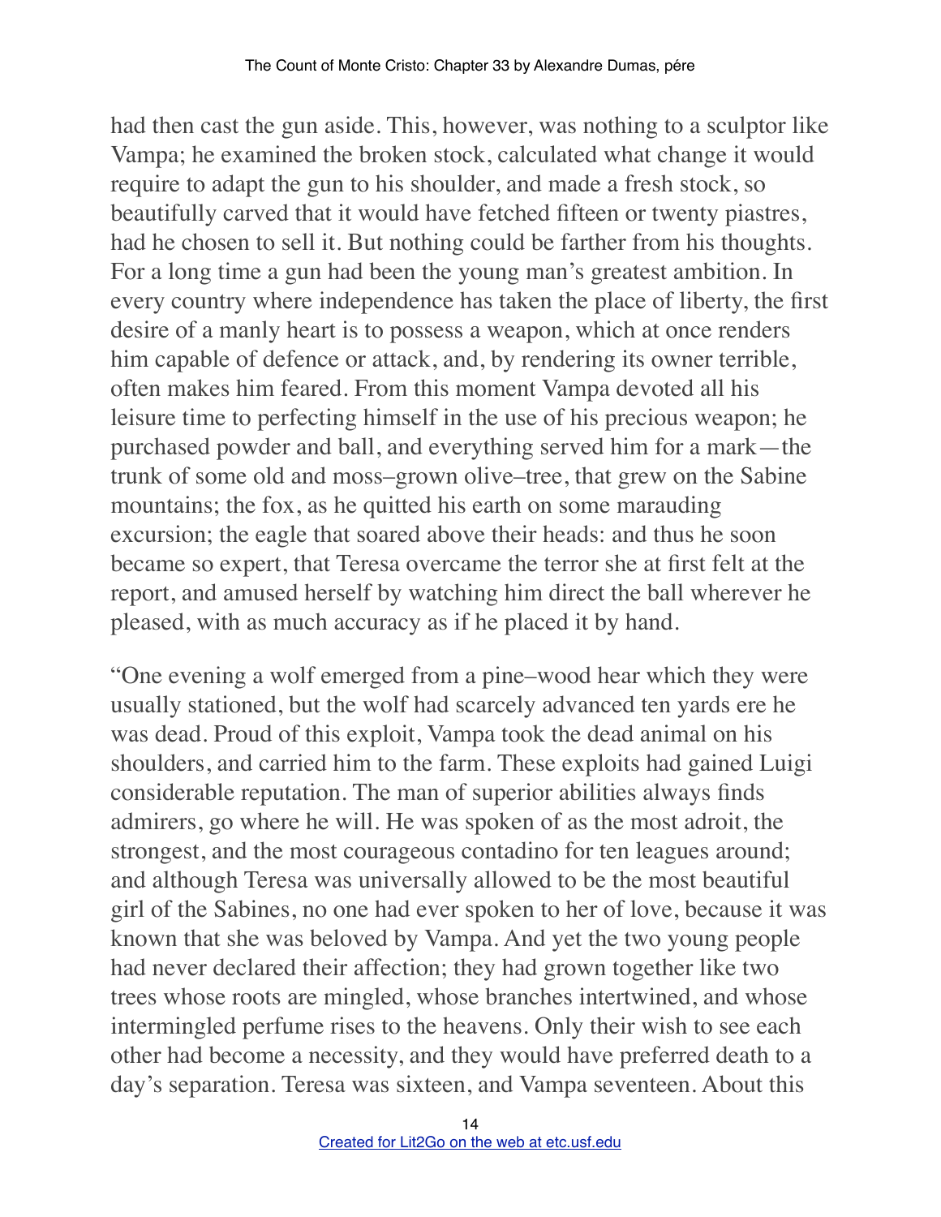had then cast the gun aside. This, however, was nothing to a sculptor like Vampa; he examined the broken stock, calculated what change it would require to adapt the gun to his shoulder, and made a fresh stock, so beautifully carved that it would have fetched fifteen or twenty piastres, had he chosen to sell it. But nothing could be farther from his thoughts. For a long time a gun had been the young man's greatest ambition. In every country where independence has taken the place of liberty, the first desire of a manly heart is to possess a weapon, which at once renders him capable of defence or attack, and, by rendering its owner terrible, often makes him feared. From this moment Vampa devoted all his leisure time to perfecting himself in the use of his precious weapon; he purchased powder and ball, and everything served him for a mark—the trunk of some old and moss–grown olive–tree, that grew on the Sabine mountains; the fox, as he quitted his earth on some marauding excursion; the eagle that soared above their heads: and thus he soon became so expert, that Teresa overcame the terror she at first felt at the report, and amused herself by watching him direct the ball wherever he pleased, with as much accuracy as if he placed it by hand.

"One evening a wolf emerged from a pine–wood hear which they were usually stationed, but the wolf had scarcely advanced ten yards ere he was dead. Proud of this exploit, Vampa took the dead animal on his shoulders, and carried him to the farm. These exploits had gained Luigi considerable reputation. The man of superior abilities always finds admirers, go where he will. He was spoken of as the most adroit, the strongest, and the most courageous contadino for ten leagues around; and although Teresa was universally allowed to be the most beautiful girl of the Sabines, no one had ever spoken to her of love, because it was known that she was beloved by Vampa. And yet the two young people had never declared their affection; they had grown together like two trees whose roots are mingled, whose branches intertwined, and whose intermingled perfume rises to the heavens. Only their wish to see each other had become a necessity, and they would have preferred death to a day's separation. Teresa was sixteen, and Vampa seventeen. About this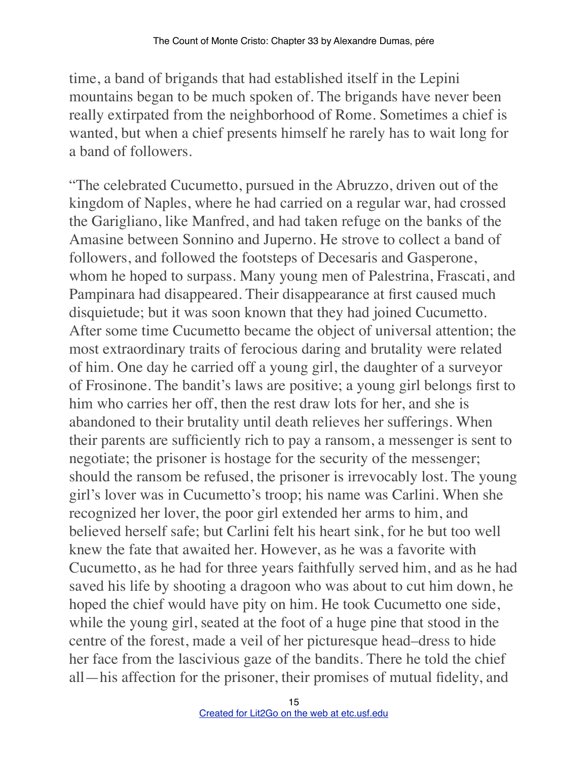time, a band of brigands that had established itself in the Lepini mountains began to be much spoken of. The brigands have never been really extirpated from the neighborhood of Rome. Sometimes a chief is wanted, but when a chief presents himself he rarely has to wait long for a band of followers.

"The celebrated Cucumetto, pursued in the Abruzzo, driven out of the kingdom of Naples, where he had carried on a regular war, had crossed the Garigliano, like Manfred, and had taken refuge on the banks of the Amasine between Sonnino and Juperno. He strove to collect a band of followers, and followed the footsteps of Decesaris and Gasperone, whom he hoped to surpass. Many young men of Palestrina, Frascati, and Pampinara had disappeared. Their disappearance at first caused much disquietude; but it was soon known that they had joined Cucumetto. After some time Cucumetto became the object of universal attention; the most extraordinary traits of ferocious daring and brutality were related of him. One day he carried off a young girl, the daughter of a surveyor of Frosinone. The bandit's laws are positive; a young girl belongs first to him who carries her off, then the rest draw lots for her, and she is abandoned to their brutality until death relieves her sufferings. When their parents are sufficiently rich to pay a ransom, a messenger is sent to negotiate; the prisoner is hostage for the security of the messenger; should the ransom be refused, the prisoner is irrevocably lost. The young girl's lover was in Cucumetto's troop; his name was Carlini. When she recognized her lover, the poor girl extended her arms to him, and believed herself safe; but Carlini felt his heart sink, for he but too well knew the fate that awaited her. However, as he was a favorite with Cucumetto, as he had for three years faithfully served him, and as he had saved his life by shooting a dragoon who was about to cut him down, he hoped the chief would have pity on him. He took Cucumetto one side, while the young girl, seated at the foot of a huge pine that stood in the centre of the forest, made a veil of her picturesque head–dress to hide her face from the lascivious gaze of the bandits. There he told the chief all—his affection for the prisoner, their promises of mutual fidelity, and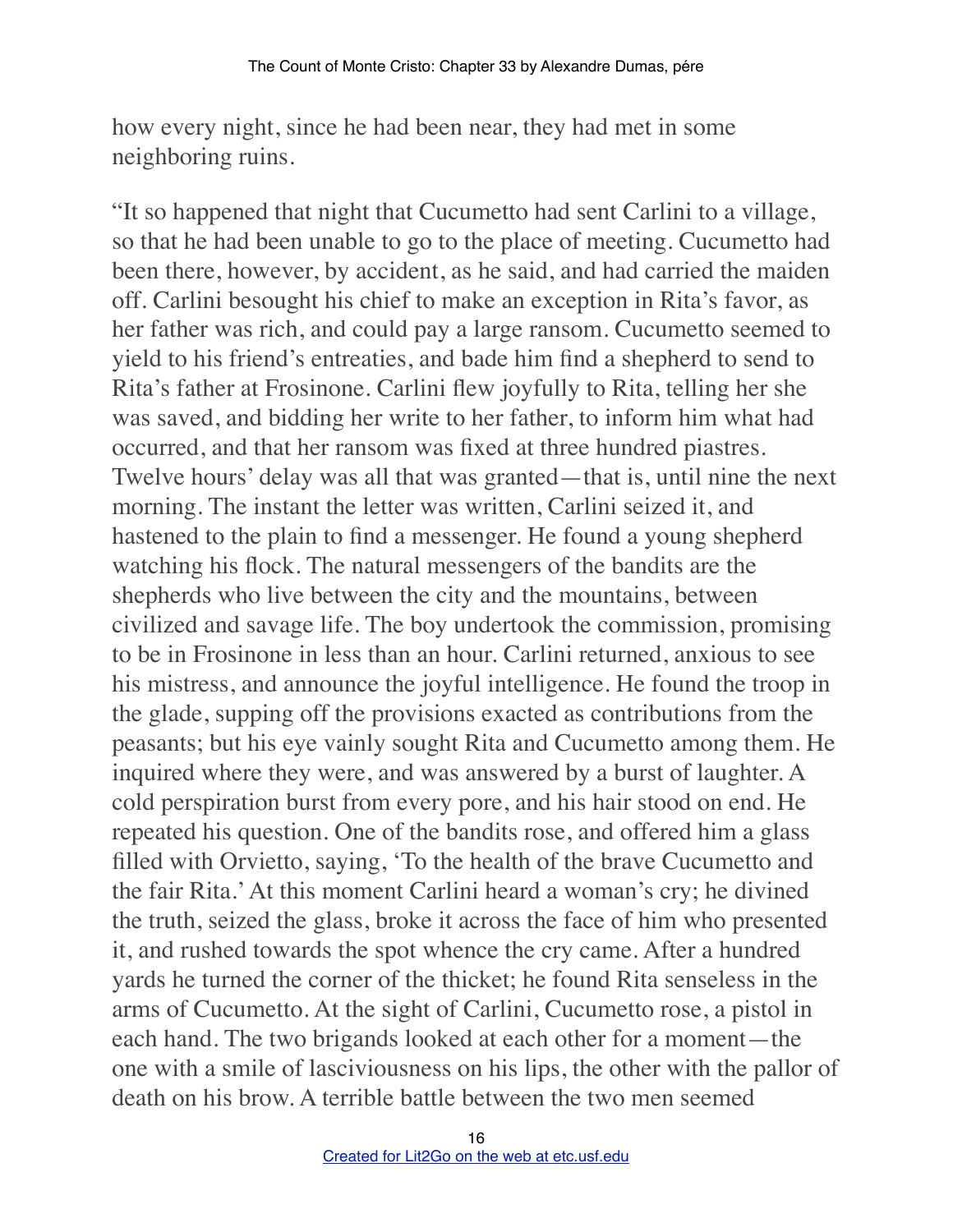how every night, since he had been near, they had met in some neighboring ruins.

"It so happened that night that Cucumetto had sent Carlini to a village, so that he had been unable to go to the place of meeting. Cucumetto had been there, however, by accident, as he said, and had carried the maiden off. Carlini besought his chief to make an exception in Rita's favor, as her father was rich, and could pay a large ransom. Cucumetto seemed to yield to his friend's entreaties, and bade him find a shepherd to send to Rita's father at Frosinone. Carlini flew joyfully to Rita, telling her she was saved, and bidding her write to her father, to inform him what had occurred, and that her ransom was fixed at three hundred piastres. Twelve hours' delay was all that was granted—that is, until nine the next morning. The instant the letter was written, Carlini seized it, and hastened to the plain to find a messenger. He found a young shepherd watching his flock. The natural messengers of the bandits are the shepherds who live between the city and the mountains, between civilized and savage life. The boy undertook the commission, promising to be in Frosinone in less than an hour. Carlini returned, anxious to see his mistress, and announce the joyful intelligence. He found the troop in the glade, supping off the provisions exacted as contributions from the peasants; but his eye vainly sought Rita and Cucumetto among them. He inquired where they were, and was answered by a burst of laughter. A cold perspiration burst from every pore, and his hair stood on end. He repeated his question. One of the bandits rose, and offered him a glass filled with Orvietto, saying, 'To the health of the brave Cucumetto and the fair Rita.' At this moment Carlini heard a woman's cry; he divined the truth, seized the glass, broke it across the face of him who presented it, and rushed towards the spot whence the cry came. After a hundred yards he turned the corner of the thicket; he found Rita senseless in the arms of Cucumetto. At the sight of Carlini, Cucumetto rose, a pistol in each hand. The two brigands looked at each other for a moment—the one with a smile of lasciviousness on his lips, the other with the pallor of death on his brow. A terrible battle between the two men seemed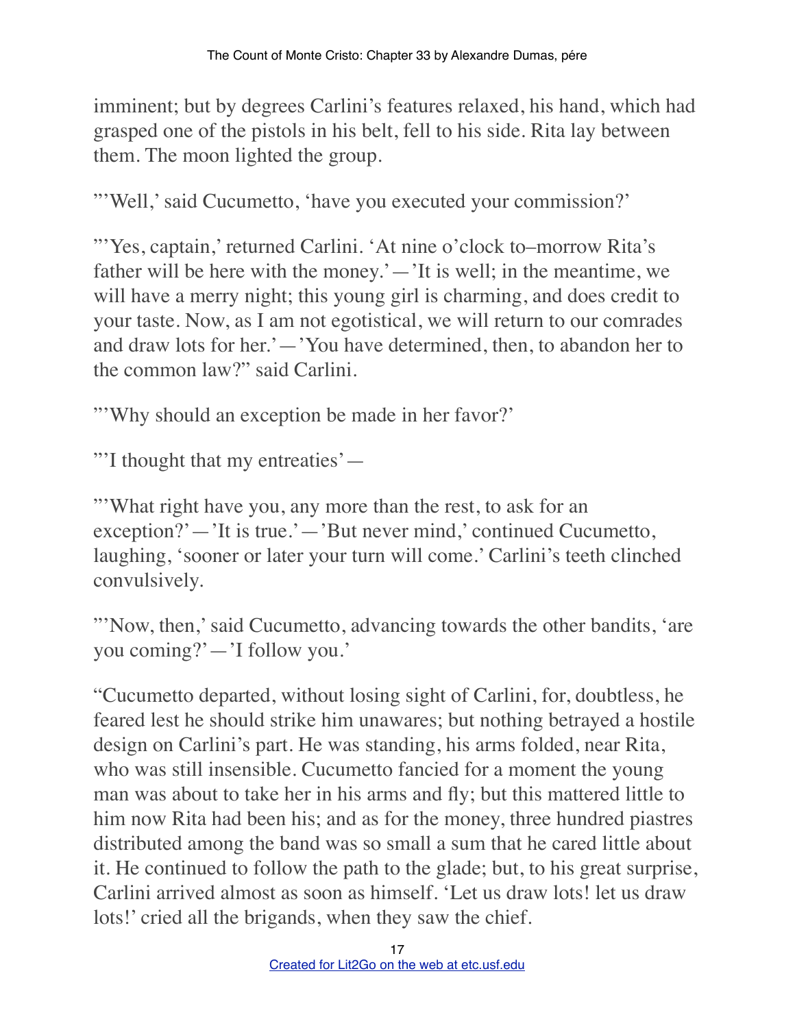imminent; but by degrees Carlini's features relaxed, his hand, which had grasped one of the pistols in his belt, fell to his side. Rita lay between them. The moon lighted the group.

"'Well,' said Cucumetto, 'have you executed your commission?'

"'Yes, captain,' returned Carlini. 'At nine o'clock to–morrow Rita's father will be here with the money.'—'It is well; in the meantime, we will have a merry night; this young girl is charming, and does credit to your taste. Now, as I am not egotistical, we will return to our comrades and draw lots for her.'—'You have determined, then, to abandon her to the common law?" said Carlini.

"'Why should an exception be made in her favor?'

"'I thought that my entreaties'—

"'What right have you, any more than the rest, to ask for an exception?'—'It is true.'—'But never mind,' continued Cucumetto, laughing, 'sooner or later your turn will come.' Carlini's teeth clinched convulsively.

"'Now, then,' said Cucumetto, advancing towards the other bandits, 'are you coming?'—'I follow you.'

"Cucumetto departed, without losing sight of Carlini, for, doubtless, he feared lest he should strike him unawares; but nothing betrayed a hostile design on Carlini's part. He was standing, his arms folded, near Rita, who was still insensible. Cucumetto fancied for a moment the young man was about to take her in his arms and fly; but this mattered little to him now Rita had been his; and as for the money, three hundred piastres distributed among the band was so small a sum that he cared little about it. He continued to follow the path to the glade; but, to his great surprise, Carlini arrived almost as soon as himself. 'Let us draw lots! let us draw lots!' cried all the brigands, when they saw the chief.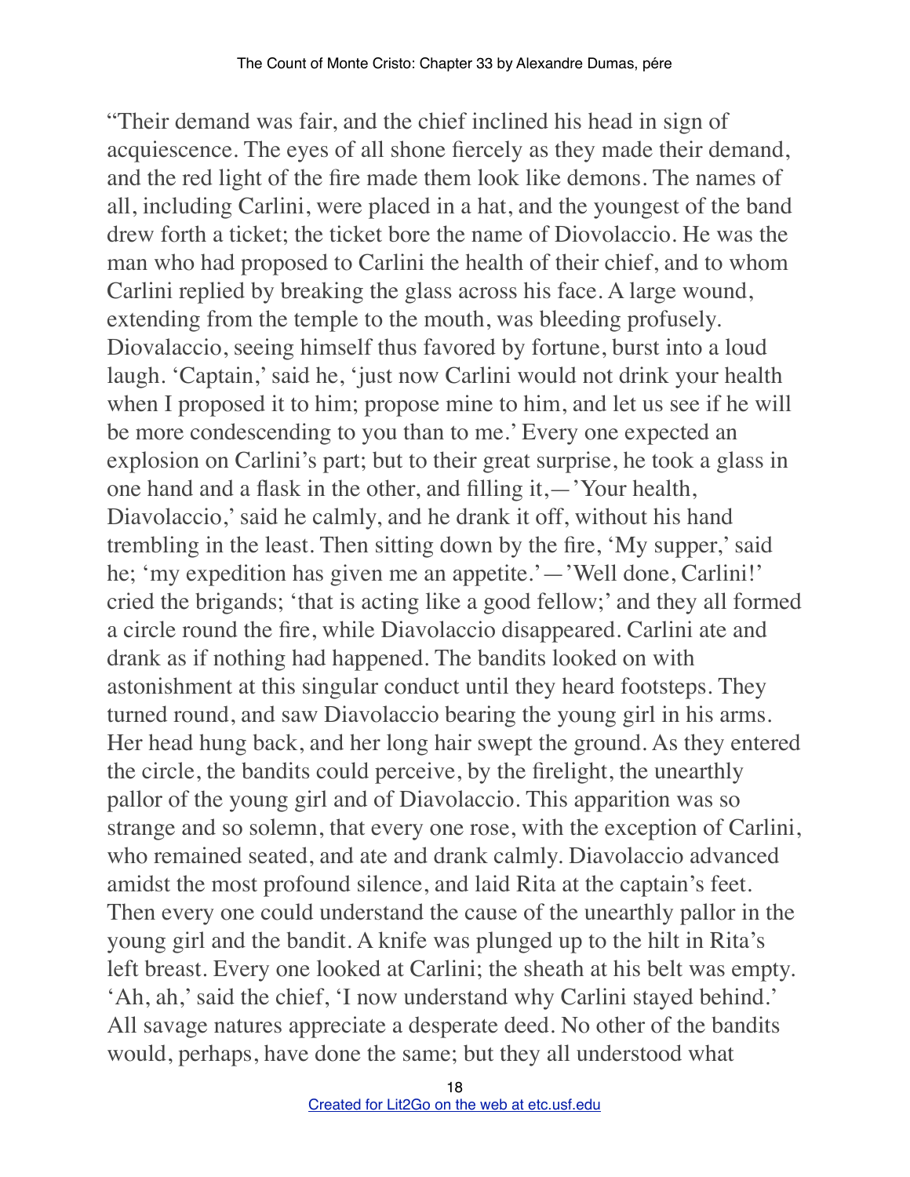"Their demand was fair, and the chief inclined his head in sign of acquiescence. The eyes of all shone fiercely as they made their demand, and the red light of the fire made them look like demons. The names of all, including Carlini, were placed in a hat, and the youngest of the band drew forth a ticket; the ticket bore the name of Diovolaccio. He was the man who had proposed to Carlini the health of their chief, and to whom Carlini replied by breaking the glass across his face. A large wound, extending from the temple to the mouth, was bleeding profusely. Diovalaccio, seeing himself thus favored by fortune, burst into a loud laugh. 'Captain,' said he, 'just now Carlini would not drink your health when I proposed it to him; propose mine to him, and let us see if he will be more condescending to you than to me.' Every one expected an explosion on Carlini's part; but to their great surprise, he took a glass in one hand and a flask in the other, and filling it,—'Your health, Diavolaccio,' said he calmly, and he drank it off, without his hand trembling in the least. Then sitting down by the fire, 'My supper,' said he; 'my expedition has given me an appetite.'—'Well done, Carlini!' cried the brigands; 'that is acting like a good fellow;' and they all formed a circle round the fire, while Diavolaccio disappeared. Carlini ate and drank as if nothing had happened. The bandits looked on with astonishment at this singular conduct until they heard footsteps. They turned round, and saw Diavolaccio bearing the young girl in his arms. Her head hung back, and her long hair swept the ground. As they entered the circle, the bandits could perceive, by the firelight, the unearthly pallor of the young girl and of Diavolaccio. This apparition was so strange and so solemn, that every one rose, with the exception of Carlini, who remained seated, and ate and drank calmly. Diavolaccio advanced amidst the most profound silence, and laid Rita at the captain's feet. Then every one could understand the cause of the unearthly pallor in the young girl and the bandit. A knife was plunged up to the hilt in Rita's left breast. Every one looked at Carlini; the sheath at his belt was empty. 'Ah, ah,' said the chief, 'I now understand why Carlini stayed behind.' All savage natures appreciate a desperate deed. No other of the bandits would, perhaps, have done the same; but they all understood what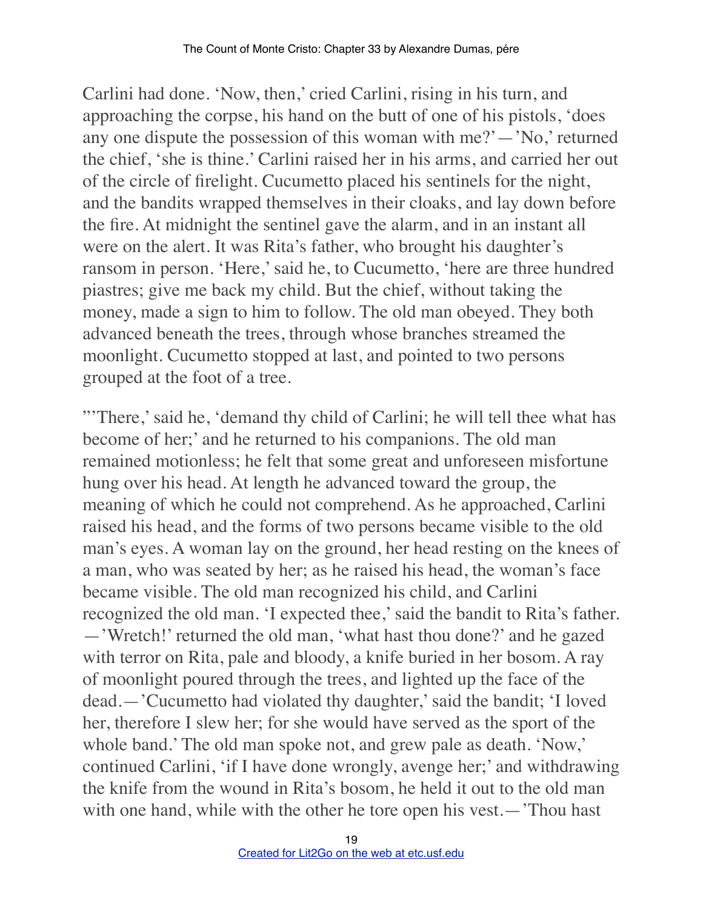Carlini had done. 'Now, then,' cried Carlini, rising in his turn, and approaching the corpse, his hand on the butt of one of his pistols, 'does any one dispute the possession of this woman with me?'—'No,' returned the chief, 'she is thine.' Carlini raised her in his arms, and carried her out of the circle of firelight. Cucumetto placed his sentinels for the night, and the bandits wrapped themselves in their cloaks, and lay down before the fire. At midnight the sentinel gave the alarm, and in an instant all were on the alert. It was Rita's father, who brought his daughter's ransom in person. 'Here,' said he, to Cucumetto, 'here are three hundred piastres; give me back my child. But the chief, without taking the money, made a sign to him to follow. The old man obeyed. They both advanced beneath the trees, through whose branches streamed the moonlight. Cucumetto stopped at last, and pointed to two persons grouped at the foot of a tree.

"'There,' said he, 'demand thy child of Carlini; he will tell thee what has become of her;' and he returned to his companions. The old man remained motionless; he felt that some great and unforeseen misfortune hung over his head. At length he advanced toward the group, the meaning of which he could not comprehend. As he approached, Carlini raised his head, and the forms of two persons became visible to the old man's eyes. A woman lay on the ground, her head resting on the knees of a man, who was seated by her; as he raised his head, the woman's face became visible. The old man recognized his child, and Carlini recognized the old man. 'I expected thee,' said the bandit to Rita's father. —'Wretch!' returned the old man, 'what hast thou done?' and he gazed with terror on Rita, pale and bloody, a knife buried in her bosom. A ray of moonlight poured through the trees, and lighted up the face of the dead.—'Cucumetto had violated thy daughter,' said the bandit; 'I loved her, therefore I slew her; for she would have served as the sport of the whole band.' The old man spoke not, and grew pale as death. 'Now,' continued Carlini, 'if I have done wrongly, avenge her;' and withdrawing the knife from the wound in Rita's bosom, he held it out to the old man with one hand, while with the other he tore open his vest.—'Thou hast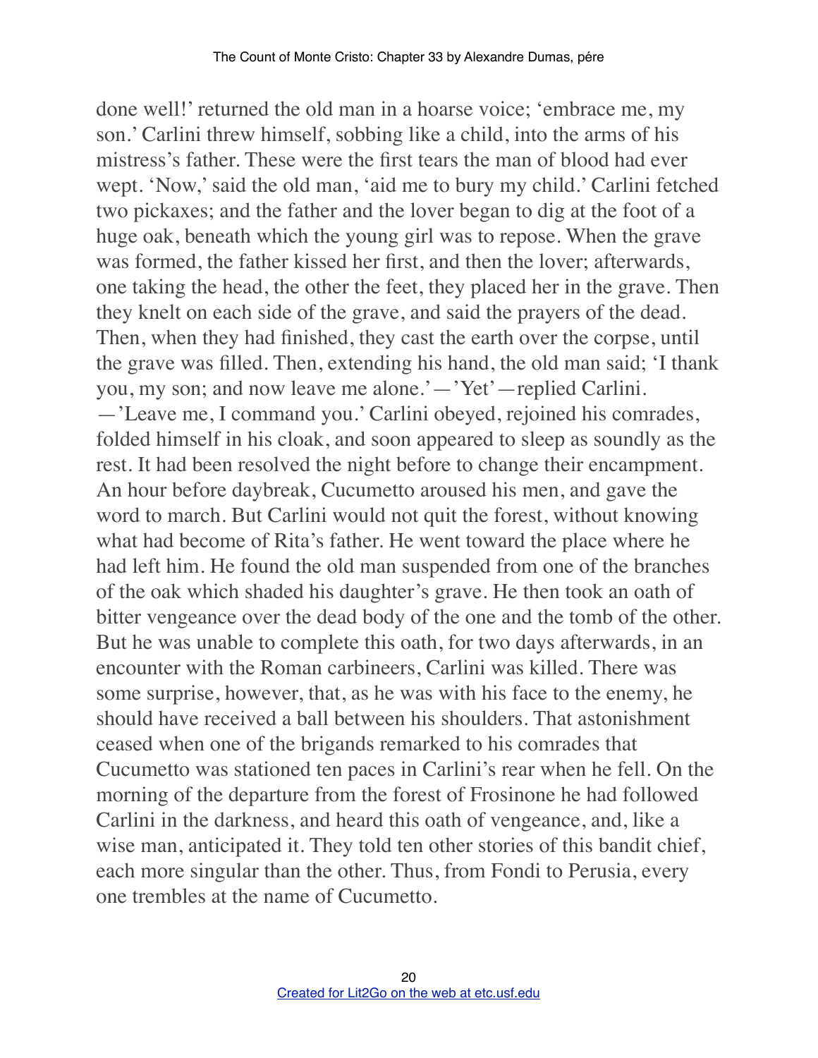done well!' returned the old man in a hoarse voice; 'embrace me, my son.' Carlini threw himself, sobbing like a child, into the arms of his mistress's father. These were the first tears the man of blood had ever wept. 'Now,' said the old man, 'aid me to bury my child.' Carlini fetched two pickaxes; and the father and the lover began to dig at the foot of a huge oak, beneath which the young girl was to repose. When the grave was formed, the father kissed her first, and then the lover; afterwards, one taking the head, the other the feet, they placed her in the grave. Then they knelt on each side of the grave, and said the prayers of the dead. Then, when they had finished, they cast the earth over the corpse, until the grave was filled. Then, extending his hand, the old man said; 'I thank you, my son; and now leave me alone.'—'Yet'—replied Carlini. —'Leave me, I command you.' Carlini obeyed, rejoined his comrades, folded himself in his cloak, and soon appeared to sleep as soundly as the rest. It had been resolved the night before to change their encampment. An hour before daybreak, Cucumetto aroused his men, and gave the word to march. But Carlini would not quit the forest, without knowing what had become of Rita's father. He went toward the place where he had left him. He found the old man suspended from one of the branches of the oak which shaded his daughter's grave. He then took an oath of bitter vengeance over the dead body of the one and the tomb of the other. But he was unable to complete this oath, for two days afterwards, in an encounter with the Roman carbineers, Carlini was killed. There was some surprise, however, that, as he was with his face to the enemy, he should have received a ball between his shoulders. That astonishment ceased when one of the brigands remarked to his comrades that Cucumetto was stationed ten paces in Carlini's rear when he fell. On the morning of the departure from the forest of Frosinone he had followed Carlini in the darkness, and heard this oath of vengeance, and, like a wise man, anticipated it. They told ten other stories of this bandit chief, each more singular than the other. Thus, from Fondi to Perusia, every one trembles at the name of Cucumetto.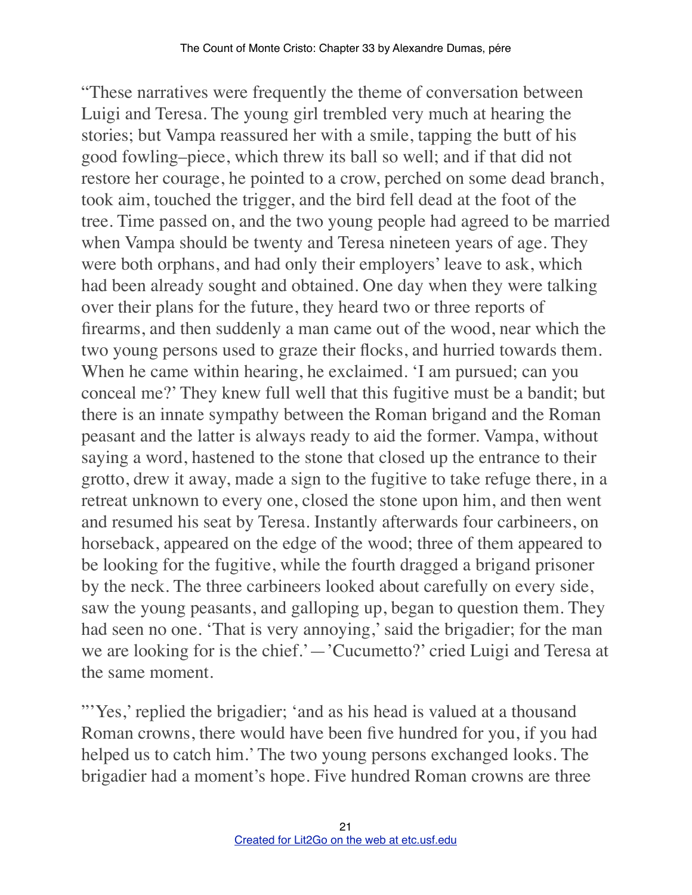“These narratives were frequently the theme of conversation between Luigi and Teresa. The young girl trembled very much at hearing the stories; but Vampa reassured her with a smile, tapping the butt of his good fowling–piece, which threw its ball so well; and if that did not restore her courage, he pointed to a crow, perched on some dead branch, took aim, touched the trigger, and the bird fell dead at the foot of the tree. Time passed on, and the two young people had agreed to be married when Vampa should be twenty and Teresa nineteen years of age. They were both orphans, and had only their employers’ leave to ask, which had been already sought and obtained. One day when they were talking over their plans for the future, they heard two or three reports of firearms, and then suddenly a man came out of the wood, near which the two young persons used to graze their flocks, and hurried towards them. When he came within hearing, he exclaimed. ‘I am pursued; can you conceal me?’ They knew full well that this fugitive must be a bandit; but there is an innate sympathy between the Roman brigand and the Roman peasant and the latter is always ready to aid the former. Vampa, without saying a word, hastened to the stone that closed up the entrance to their grotto, drew it away, made a sign to the fugitive to take refuge there, in a retreat unknown to every one, closed the stone upon him, and then went and resumed his seat by Teresa. Instantly afterwards four carbineers, on horseback, appeared on the edge of the wood; three of them appeared to be looking for the fugitive, while the fourth dragged a brigand prisoner by the neck. The three carbineers looked about carefully on every side, saw the young peasants, and galloping up, began to question them. They had seen no one. ‘That is very annoying,’ said the brigadier; for the man we are looking for is the chief.’—’Cucumetto?’ cried Luigi and Teresa at the same moment.

"’Yes,’ replied the brigadier; ‘and as his head is valued at a thousand Roman crowns, there would have been five hundred for you, if you had helped us to catch him.’ The two young persons exchanged looks. The brigadier had a moment’s hope. Five hundred Roman crowns are three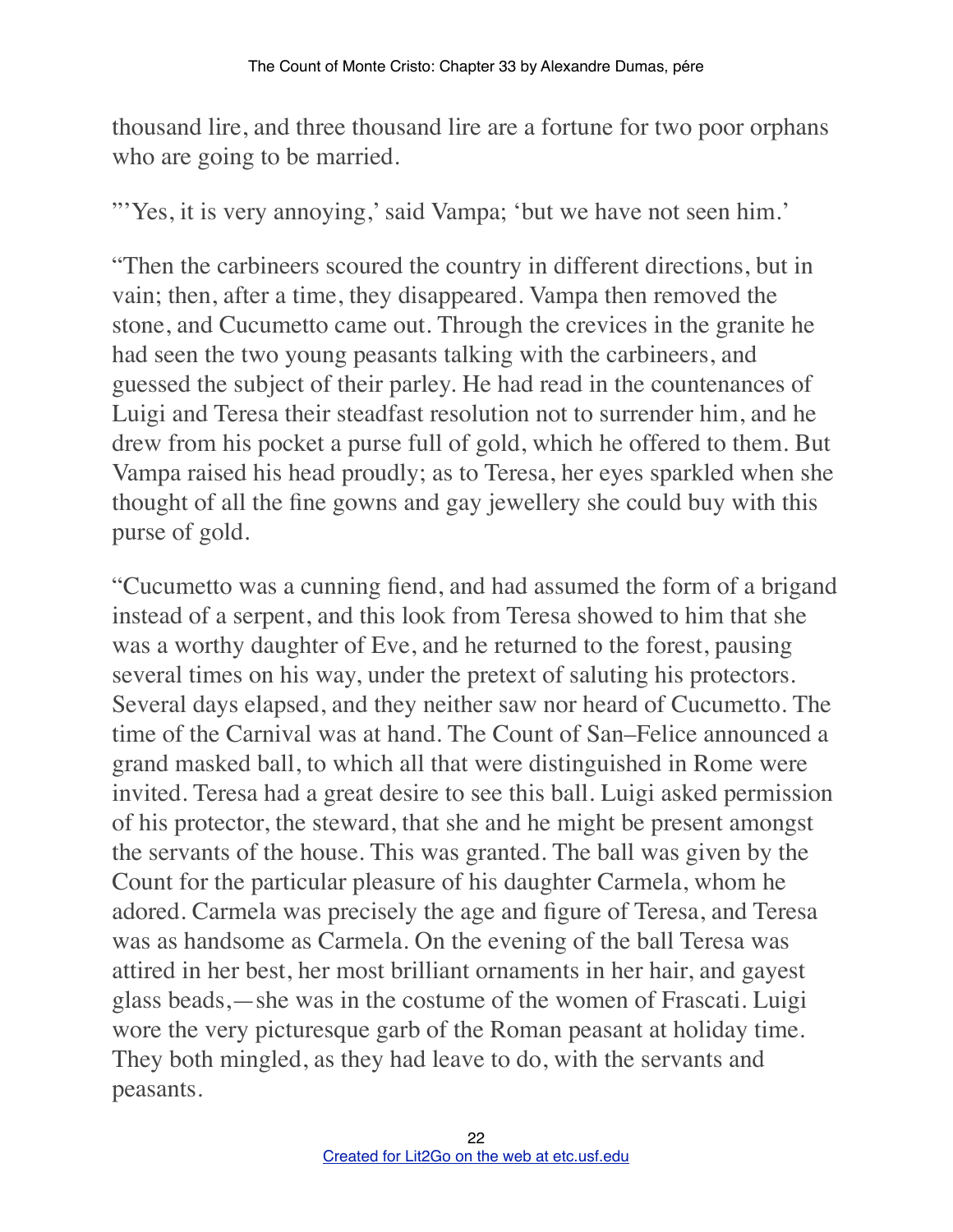thousand lire, and three thousand lire are a fortune for two poor orphans who are going to be married.

"'Yes, it is very annoying,' said Vampa; 'but we have not seen him.'

"Then the carbineers scoured the country in different directions, but in vain; then, after a time, they disappeared. Vampa then removed the stone, and Cucumetto came out. Through the crevices in the granite he had seen the two young peasants talking with the carbineers, and guessed the subject of their parley. He had read in the countenances of Luigi and Teresa their steadfast resolution not to surrender him, and he drew from his pocket a purse full of gold, which he offered to them. But Vampa raised his head proudly; as to Teresa, her eyes sparkled when she thought of all the fine gowns and gay jewellery she could buy with this purse of gold.

"Cucumetto was a cunning fiend, and had assumed the form of a brigand instead of a serpent, and this look from Teresa showed to him that she was a worthy daughter of Eve, and he returned to the forest, pausing several times on his way, under the pretext of saluting his protectors. Several days elapsed, and they neither saw nor heard of Cucumetto. The time of the Carnival was at hand. The Count of San–Felice announced a grand masked ball, to which all that were distinguished in Rome were invited. Teresa had a great desire to see this ball. Luigi asked permission of his protector, the steward, that she and he might be present amongst the servants of the house. This was granted. The ball was given by the Count for the particular pleasure of his daughter Carmela, whom he adored. Carmela was precisely the age and figure of Teresa, and Teresa was as handsome as Carmela. On the evening of the ball Teresa was attired in her best, her most brilliant ornaments in her hair, and gayest glass beads,—she was in the costume of the women of Frascati. Luigi wore the very picturesque garb of the Roman peasant at holiday time. They both mingled, as they had leave to do, with the servants and peasants.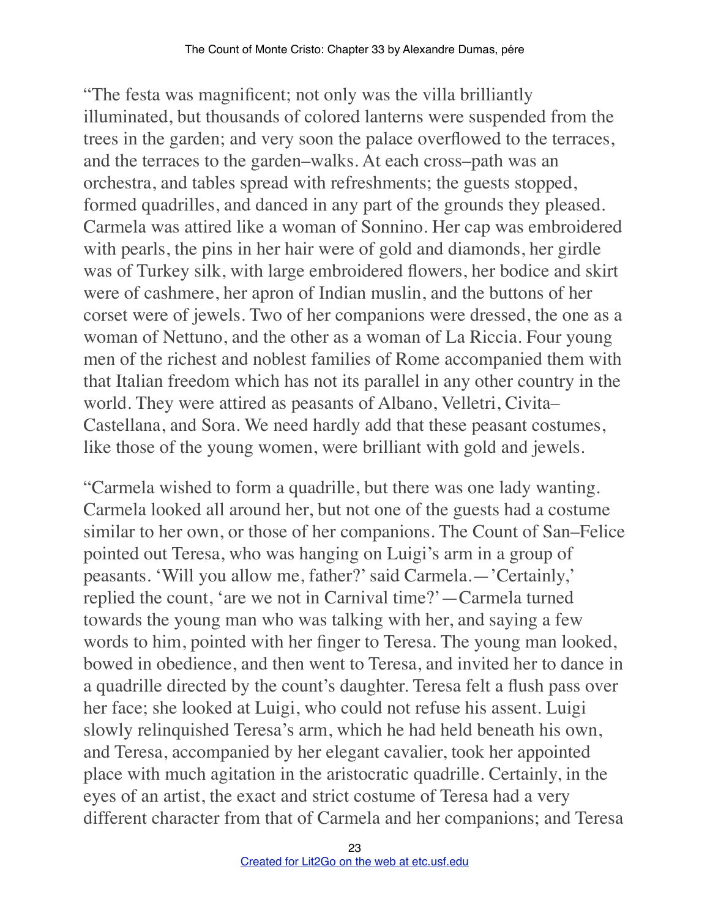"The festa was magnificent; not only was the villa brilliantly illuminated, but thousands of colored lanterns were suspended from the trees in the garden; and very soon the palace overflowed to the terraces, and the terraces to the garden–walks. At each cross–path was an orchestra, and tables spread with refreshments; the guests stopped, formed quadrilles, and danced in any part of the grounds they pleased. Carmela was attired like a woman of Sonnino. Her cap was embroidered with pearls, the pins in her hair were of gold and diamonds, her girdle was of Turkey silk, with large embroidered flowers, her bodice and skirt were of cashmere, her apron of Indian muslin, and the buttons of her corset were of jewels. Two of her companions were dressed, the one as a woman of Nettuno, and the other as a woman of La Riccia. Four young men of the richest and noblest families of Rome accompanied them with that Italian freedom which has not its parallel in any other country in the world. They were attired as peasants of Albano, Velletri, Civita–Castellana, and Sora. We need hardly add that these peasant costumes, like those of the young women, were brilliant with gold and jewels.

"Carmela wished to form a quadrille, but there was one lady wanting. Carmela looked all around her, but not one of the guests had a costume similar to her own, or those of her companions. The Count of San–Felice pointed out Teresa, who was hanging on Luigi's arm in a group of peasants. 'Will you allow me, father?' said Carmela.—'Certainly,' replied the count, 'are we not in Carnival time?'—Carmela turned towards the young man who was talking with her, and saying a few words to him, pointed with her finger to Teresa. The young man looked, bowed in obedience, and then went to Teresa, and invited her to dance in a quadrille directed by the count's daughter. Teresa felt a flush pass over her face; she looked at Luigi, who could not refuse his assent. Luigi slowly relinquished Teresa's arm, which he had held beneath his own, and Teresa, accompanied by her elegant cavalier, took her appointed place with much agitation in the aristocratic quadrille. Certainly, in the eyes of an artist, the exact and strict costume of Teresa had a very different character from that of Carmela and her companions; and Teresa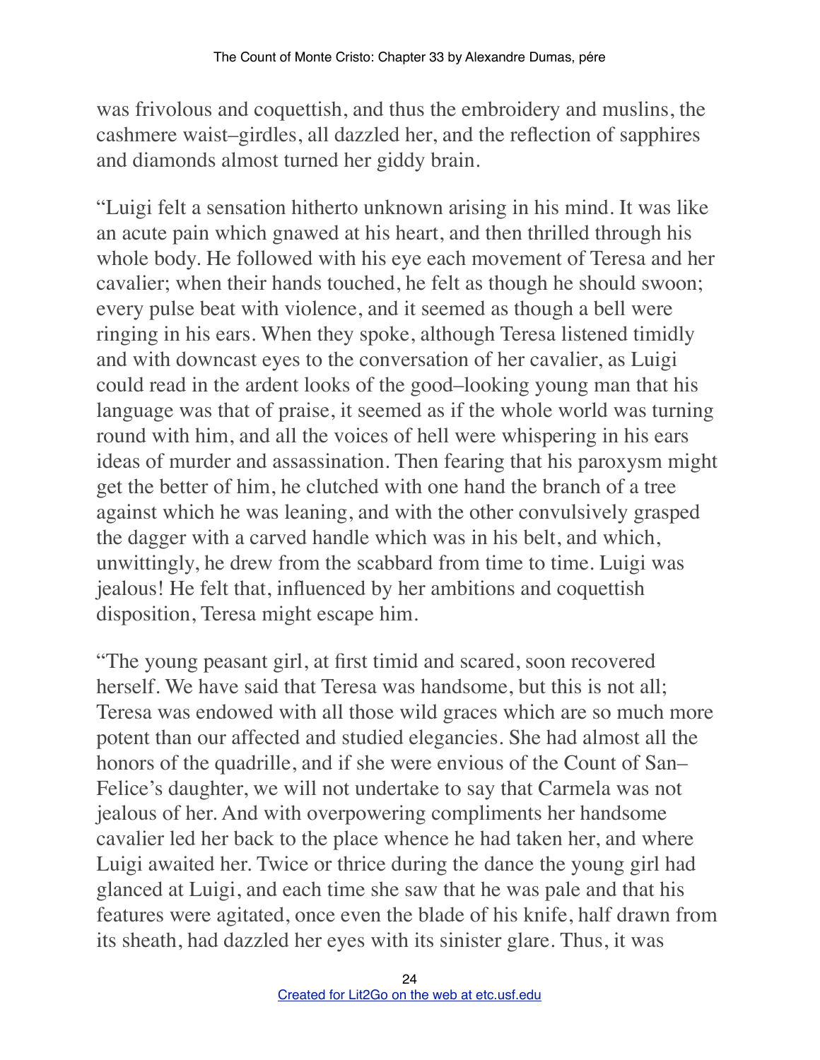was frivolous and coquettish, and thus the embroidery and muslins, the cashmere waist–girdles, all dazzled her, and the reflection of sapphires and diamonds almost turned her giddy brain.

“Luigi felt a sensation hitherto unknown arising in his mind. It was like an acute pain which gnawed at his heart, and then thrilled through his whole body. He followed with his eye each movement of Teresa and her cavalier; when their hands touched, he felt as though he should swoon; every pulse beat with violence, and it seemed as though a bell were ringing in his ears. When they spoke, although Teresa listened timidly and with downcast eyes to the conversation of her cavalier, as Luigi could read in the ardent looks of the good–looking young man that his language was that of praise, it seemed as if the whole world was turning round with him, and all the voices of hell were whispering in his ears ideas of murder and assassination. Then fearing that his paroxysm might get the better of him, he clutched with one hand the branch of a tree against which he was leaning, and with the other convulsively grasped the dagger with a carved handle which was in his belt, and which, unwittingly, he drew from the scabbard from time to time. Luigi was jealous! He felt that, influenced by her ambitions and coquettish disposition, Teresa might escape him.

“The young peasant girl, at first timid and scared, soon recovered herself. We have said that Teresa was handsome, but this is not all; Teresa was endowed with all those wild graces which are so much more potent than our affected and studied elegancies. She had almost all the honors of the quadrille, and if she were envious of the Count of San–Felice’s daughter, we will not undertake to say that Carmela was not jealous of her. And with overpowering compliments her handsome cavalier led her back to the place whence he had taken her, and where Luigi awaited her. Twice or thrice during the dance the young girl had glanced at Luigi, and each time she saw that he was pale and that his features were agitated, once even the blade of his knife, half drawn from its sheath, had dazzled her eyes with its sinister glare. Thus, it was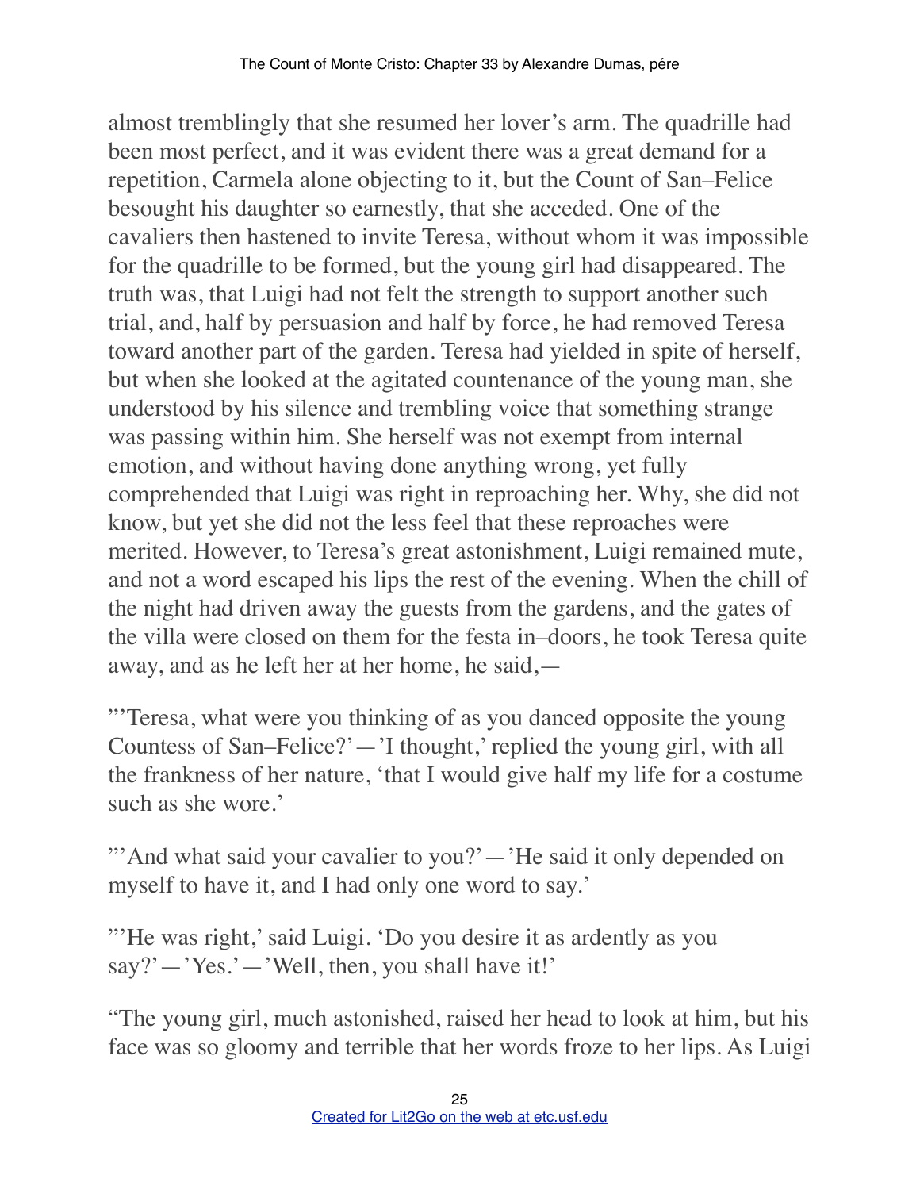almost tremblingly that she resumed her lover's arm. The quadrille had been most perfect, and it was evident there was a great demand for a repetition, Carmela alone objecting to it, but the Count of San–Felice besought his daughter so earnestly, that she acceded. One of the cavaliers then hastened to invite Teresa, without whom it was impossible for the quadrille to be formed, but the young girl had disappeared. The truth was, that Luigi had not felt the strength to support another such trial, and, half by persuasion and half by force, he had removed Teresa toward another part of the garden. Teresa had yielded in spite of herself, but when she looked at the agitated countenance of the young man, she understood by his silence and trembling voice that something strange was passing within him. She herself was not exempt from internal emotion, and without having done anything wrong, yet fully comprehended that Luigi was right in reproaching her. Why, she did not know, but yet she did not the less feel that these reproaches were merited. However, to Teresa's great astonishment, Luigi remained mute, and not a word escaped his lips the rest of the evening. When the chill of the night had driven away the guests from the gardens, and the gates of the villa were closed on them for the festa in–doors, he took Teresa quite away, and as he left her at her home, he said,—

"'Teresa, what were you thinking of as you danced opposite the young Countess of San–Felice?'—'I thought,' replied the young girl, with all the frankness of her nature, 'that I would give half my life for a costume such as she wore.'

"'And what said your cavalier to you?'—'He said it only depended on myself to have it, and I had only one word to say.'

"'He was right,' said Luigi. 'Do you desire it as ardently as you say?'—'Yes.'—'Well, then, you shall have it!'

"The young girl, much astonished, raised her head to look at him, but his face was so gloomy and terrible that her words froze to her lips. As Luigi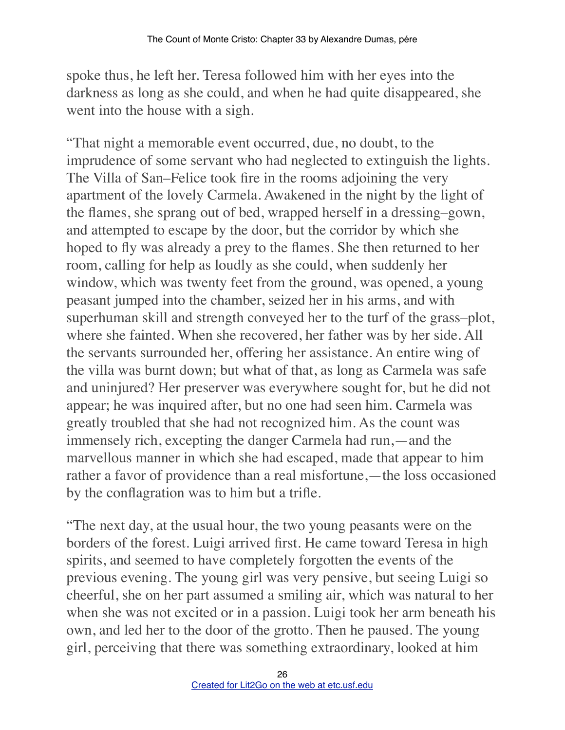spoke thus, he left her. Teresa followed him with her eyes into the darkness as long as she could, and when he had quite disappeared, she went into the house with a sigh.

"That night a memorable event occurred, due, no doubt, to the imprudence of some servant who had neglected to extinguish the lights. The Villa of San–Felice took fire in the rooms adjoining the very apartment of the lovely Carmela. Awakened in the night by the light of the flames, she sprang out of bed, wrapped herself in a dressing–gown, and attempted to escape by the door, but the corridor by which she hoped to fly was already a prey to the flames. She then returned to her room, calling for help as loudly as she could, when suddenly her window, which was twenty feet from the ground, was opened, a young peasant jumped into the chamber, seized her in his arms, and with superhuman skill and strength conveyed her to the turf of the grass–plot, where she fainted. When she recovered, her father was by her side. All the servants surrounded her, offering her assistance. An entire wing of the villa was burnt down; but what of that, as long as Carmela was safe and uninjured? Her preserver was everywhere sought for, but he did not appear; he was inquired after, but no one had seen him. Carmela was greatly troubled that she had not recognized him. As the count was immensely rich, excepting the danger Carmela had run,—and the marvellous manner in which she had escaped, made that appear to him rather a favor of providence than a real misfortune,—the loss occasioned by the conflagration was to him but a trifle.

"The next day, at the usual hour, the two young peasants were on the borders of the forest. Luigi arrived first. He came toward Teresa in high spirits, and seemed to have completely forgotten the events of the previous evening. The young girl was very pensive, but seeing Luigi so cheerful, she on her part assumed a smiling air, which was natural to her when she was not excited or in a passion. Luigi took her arm beneath his own, and led her to the door of the grotto. Then he paused. The young girl, perceiving that there was something extraordinary, looked at him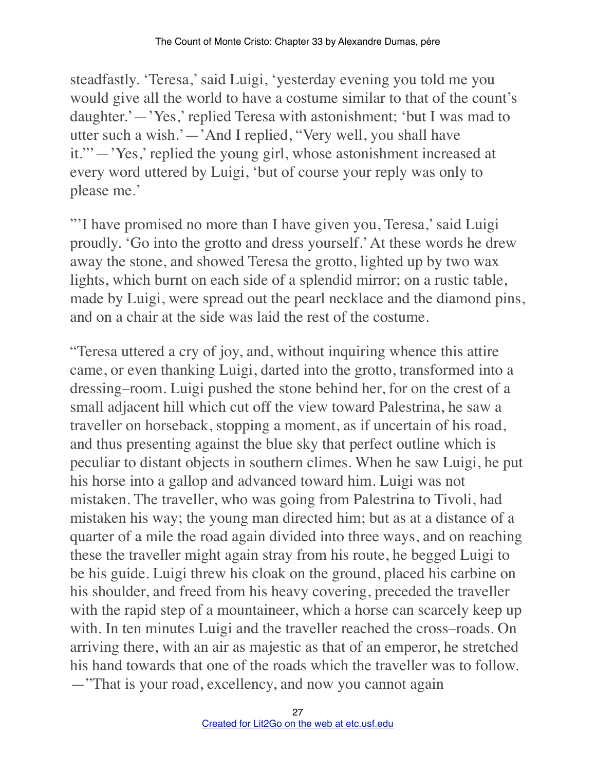steadfastly. 'Teresa,' said Luigi, 'yesterday evening you told me you would give all the world to have a costume similar to that of the count's daughter.'—'Yes,' replied Teresa with astonishment; 'but I was mad to utter such a wish.'—'And I replied, "Very well, you shall have it."'—'Yes,' replied the young girl, whose astonishment increased at every word uttered by Luigi, 'but of course your reply was only to please me.'

"'I have promised no more than I have given you, Teresa,' said Luigi proudly. 'Go into the grotto and dress yourself.' At these words he drew away the stone, and showed Teresa the grotto, lighted up by two wax lights, which burnt on each side of a splendid mirror; on a rustic table, made by Luigi, were spread out the pearl necklace and the diamond pins, and on a chair at the side was laid the rest of the costume.

"Teresa uttered a cry of joy, and, without inquiring whence this attire came, or even thanking Luigi, darted into the grotto, transformed into a dressing–room. Luigi pushed the stone behind her, for on the crest of a small adjacent hill which cut off the view toward Palestrina, he saw a traveller on horseback, stopping a moment, as if uncertain of his road, and thus presenting against the blue sky that perfect outline which is peculiar to distant objects in southern climes. When he saw Luigi, he put his horse into a gallop and advanced toward him. Luigi was not mistaken. The traveller, who was going from Palestrina to Tivoli, had mistaken his way; the young man directed him; but as at a distance of a quarter of a mile the road again divided into three ways, and on reaching these the traveller might again stray from his route, he begged Luigi to be his guide. Luigi threw his cloak on the ground, placed his carbine on his shoulder, and freed from his heavy covering, preceded the traveller with the rapid step of a mountaineer, which a horse can scarcely keep up with. In ten minutes Luigi and the traveller reached the cross–roads. On arriving there, with an air as majestic as that of an emperor, he stretched his hand towards that one of the roads which the traveller was to follow. —"That is your road, excellency, and now you cannot again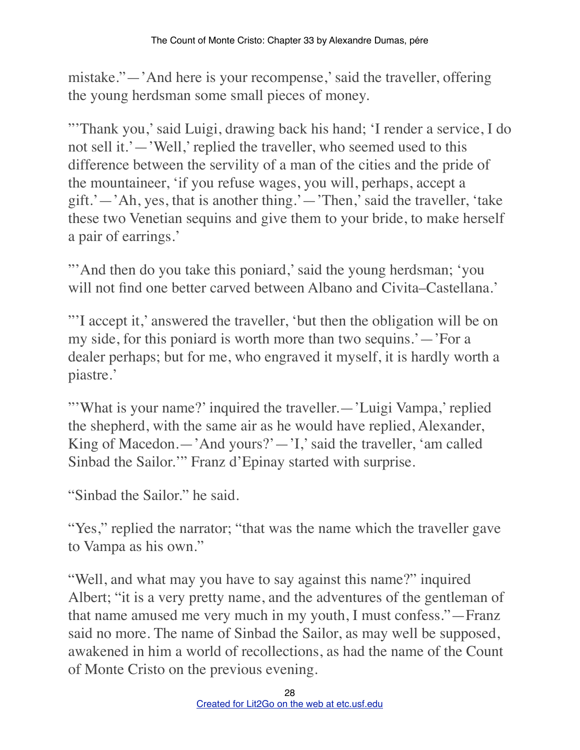mistake."—'And here is your recompense,' said the traveller, offering the young herdsman some small pieces of money.

"'Thank you,' said Luigi, drawing back his hand; 'I render a service, I do not sell it.'—'Well,' replied the traveller, who seemed used to this difference between the servility of a man of the cities and the pride of the mountaineer, 'if you refuse wages, you will, perhaps, accept a gift.'—'Ah, yes, that is another thing.'—'Then,' said the traveller, 'take these two Venetian sequins and give them to your bride, to make herself a pair of earrings.'

"'And then do you take this poniard,' said the young herdsman; 'you will not find one better carved between Albano and Civita–Castellana.'

"'I accept it,' answered the traveller, 'but then the obligation will be on my side, for this poniard is worth more than two sequins.'—'For a dealer perhaps; but for me, who engraved it myself, it is hardly worth a piastre.'

"'What is your name?' inquired the traveller.—'Luigi Vampa,' replied the shepherd, with the same air as he would have replied, Alexander, King of Macedon.—'And yours?'—'I,' said the traveller, 'am called Sinbad the Sailor.'" Franz d'Epinay started with surprise.

"Sinbad the Sailor." he said.

"Yes," replied the narrator; "that was the name which the traveller gave to Vampa as his own."

"Well, and what may you have to say against this name?" inquired Albert; "it is a very pretty name, and the adventures of the gentleman of that name amused me very much in my youth, I must confess."—Franz said no more. The name of Sinbad the Sailor, as may well be supposed, awakened in him a world of recollections, as had the name of the Count of Monte Cristo on the previous evening.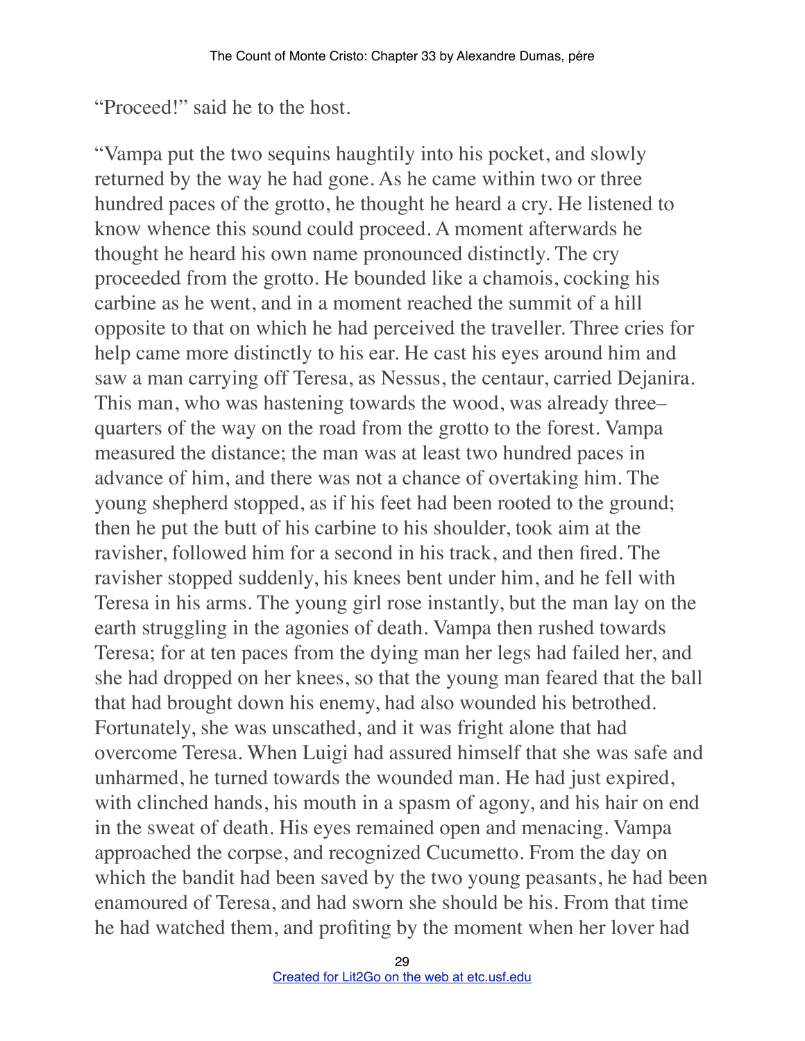"Proceed!" said he to the host.

"Vampa put the two sequins haughtily into his pocket, and slowly returned by the way he had gone. As he came within two or three hundred paces of the grotto, he thought he heard a cry. He listened to know whence this sound could proceed. A moment afterwards he thought he heard his own name pronounced distinctly. The cry proceeded from the grotto. He bounded like a chamois, cocking his carbine as he went, and in a moment reached the summit of a hill opposite to that on which he had perceived the traveller. Three cries for help came more distinctly to his ear. He cast his eyes around him and saw a man carrying off Teresa, as Nessus, the centaur, carried Dejanira. This man, who was hastening towards the wood, was already three–quarters of the way on the road from the grotto to the forest. Vampa measured the distance; the man was at least two hundred paces in advance of him, and there was not a chance of overtaking him. The young shepherd stopped, as if his feet had been rooted to the ground; then he put the butt of his carbine to his shoulder, took aim at the ravisher, followed him for a second in his track, and then fired. The ravisher stopped suddenly, his knees bent under him, and he fell with Teresa in his arms. The young girl rose instantly, but the man lay on the earth struggling in the agonies of death. Vampa then rushed towards Teresa; for at ten paces from the dying man her legs had failed her, and she had dropped on her knees, so that the young man feared that the ball that had brought down his enemy, had also wounded his betrothed. Fortunately, she was unscathed, and it was fright alone that had overcome Teresa. When Luigi had assured himself that she was safe and unharmed, he turned towards the wounded man. He had just expired, with clinched hands, his mouth in a spasm of agony, and his hair on end in the sweat of death. His eyes remained open and menacing. Vampa approached the corpse, and recognized Cucumetto. From the day on which the bandit had been saved by the two young peasants, he had been enamoured of Teresa, and had sworn she should be his. From that time he had watched them, and profiting by the moment when her lover had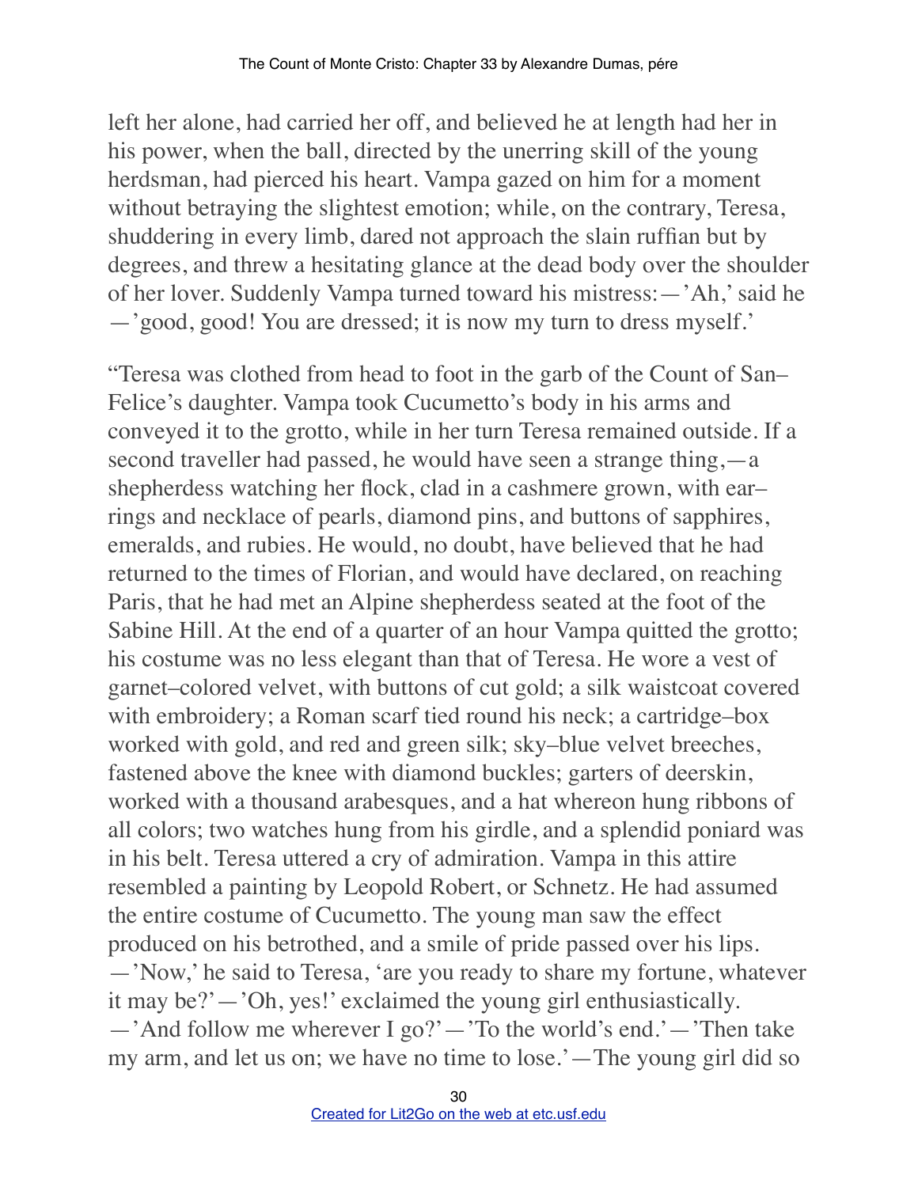left her alone, had carried her off, and believed he at length had her in his power, when the ball, directed by the unerring skill of the young herdsman, had pierced his heart. Vampa gazed on him for a moment without betraying the slightest emotion; while, on the contrary, Teresa, shuddering in every limb, dared not approach the slain ruffian but by degrees, and threw a hesitating glance at the dead body over the shoulder of her lover. Suddenly Vampa turned toward his mistress:—'Ah,' said he—'good, good! You are dressed; it is now my turn to dress myself.'

"Teresa was clothed from head to foot in the garb of the Count of San–Felice's daughter. Vampa took Cucumetto's body in his arms and conveyed it to the grotto, while in her turn Teresa remained outside. If a second traveller had passed, he would have seen a strange thing,—a shepherdess watching her flock, clad in a cashmere grown, with ear–rings and necklace of pearls, diamond pins, and buttons of sapphires, emeralds, and rubies. He would, no doubt, have believed that he had returned to the times of Florian, and would have declared, on reaching Paris, that he had met an Alpine shepherdess seated at the foot of the Sabine Hill. At the end of a quarter of an hour Vampa quitted the grotto; his costume was no less elegant than that of Teresa. He wore a vest of garnet–colored velvet, with buttons of cut gold; a silk waistcoat covered with embroidery; a Roman scarf tied round his neck; a cartridge–box worked with gold, and red and green silk; sky–blue velvet breeches, fastened above the knee with diamond buckles; garters of deerskin, worked with a thousand arabesques, and a hat whereon hung ribbons of all colors; two watches hung from his girdle, and a splendid poniard was in his belt. Teresa uttered a cry of admiration. Vampa in this attire resembled a painting by Leopold Robert, or Schnetz. He had assumed the entire costume of Cucumetto. The young man saw the effect produced on his betrothed, and a smile of pride passed over his lips.—'Now,' he said to Teresa, 'are you ready to share my fortune, whatever it may be?'—'Oh, yes!' exclaimed the young girl enthusiastically.—'And follow me wherever I go?'—'To the world's end.'—'Then take my arm, and let us on; we have no time to lose.'—The young girl did so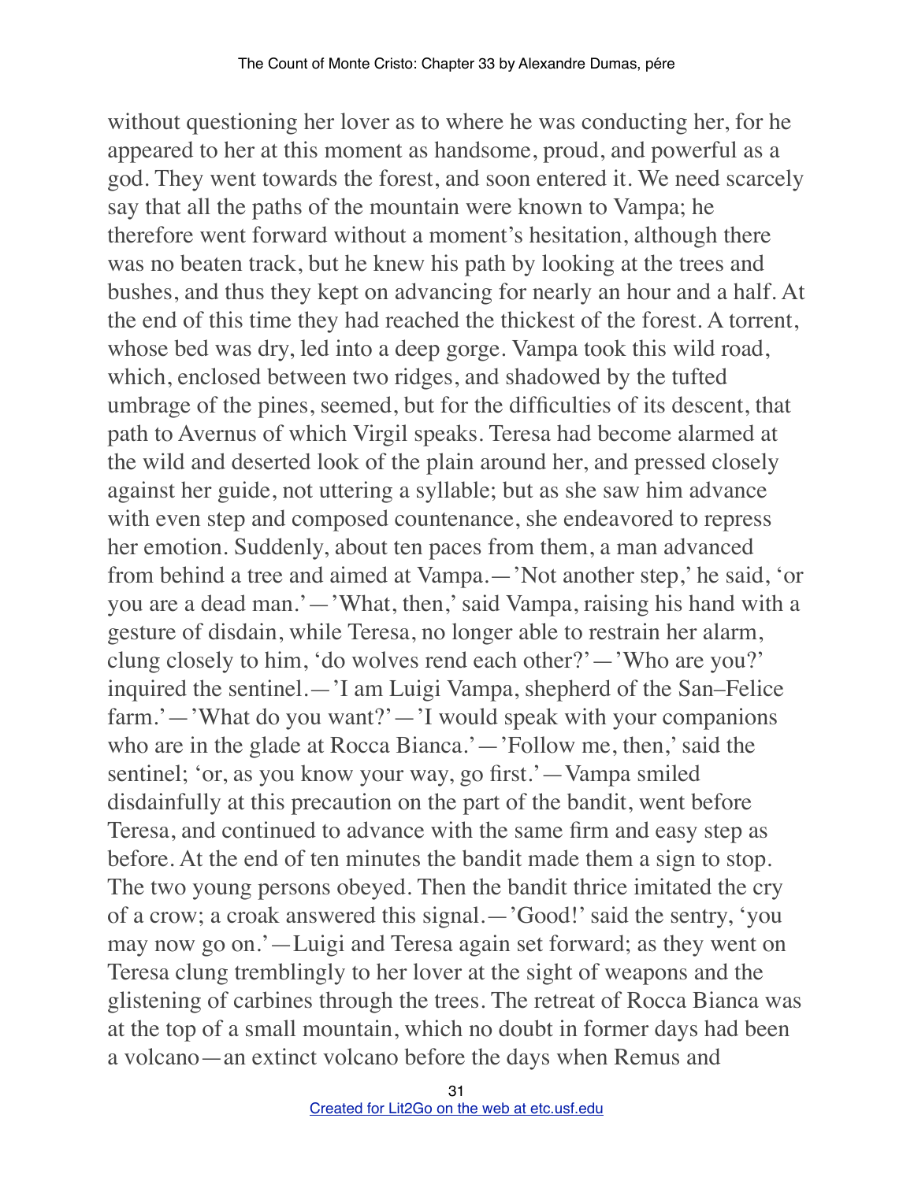without questioning her lover as to where he was conducting her, for he appeared to her at this moment as handsome, proud, and powerful as a god. They went towards the forest, and soon entered it. We need scarcely say that all the paths of the mountain were known to Vampa; he therefore went forward without a moment's hesitation, although there was no beaten track, but he knew his path by looking at the trees and bushes, and thus they kept on advancing for nearly an hour and a half. At the end of this time they had reached the thickest of the forest. A torrent, whose bed was dry, led into a deep gorge. Vampa took this wild road, which, enclosed between two ridges, and shadowed by the tufted umbrage of the pines, seemed, but for the difficulties of its descent, that path to Avernus of which Virgil speaks. Teresa had become alarmed at the wild and deserted look of the plain around her, and pressed closely against her guide, not uttering a syllable; but as she saw him advance with even step and composed countenance, she endeavored to repress her emotion. Suddenly, about ten paces from them, a man advanced from behind a tree and aimed at Vampa.—'Not another step,' he said, 'or you are a dead man.'—'What, then,' said Vampa, raising his hand with a gesture of disdain, while Teresa, no longer able to restrain her alarm, clung closely to him, 'do wolves rend each other?'—'Who are you?' inquired the sentinel.—'I am Luigi Vampa, shepherd of the San–Felice farm.'—'What do you want?'—'I would speak with your companions who are in the glade at Rocca Bianca.'—'Follow me, then,' said the sentinel; 'or, as you know your way, go first.'—Vampa smiled disdainfully at this precaution on the part of the bandit, went before Teresa, and continued to advance with the same firm and easy step as before. At the end of ten minutes the bandit made them a sign to stop. The two young persons obeyed. Then the bandit thrice imitated the cry of a crow; a croak answered this signal.—'Good!' said the sentry, 'you may now go on.'—Luigi and Teresa again set forward; as they went on Teresa clung tremblingly to her lover at the sight of weapons and the glistening of carbines through the trees. The retreat of Rocca Bianca was at the top of a small mountain, which no doubt in former days had been a volcano—an extinct volcano before the days when Remus and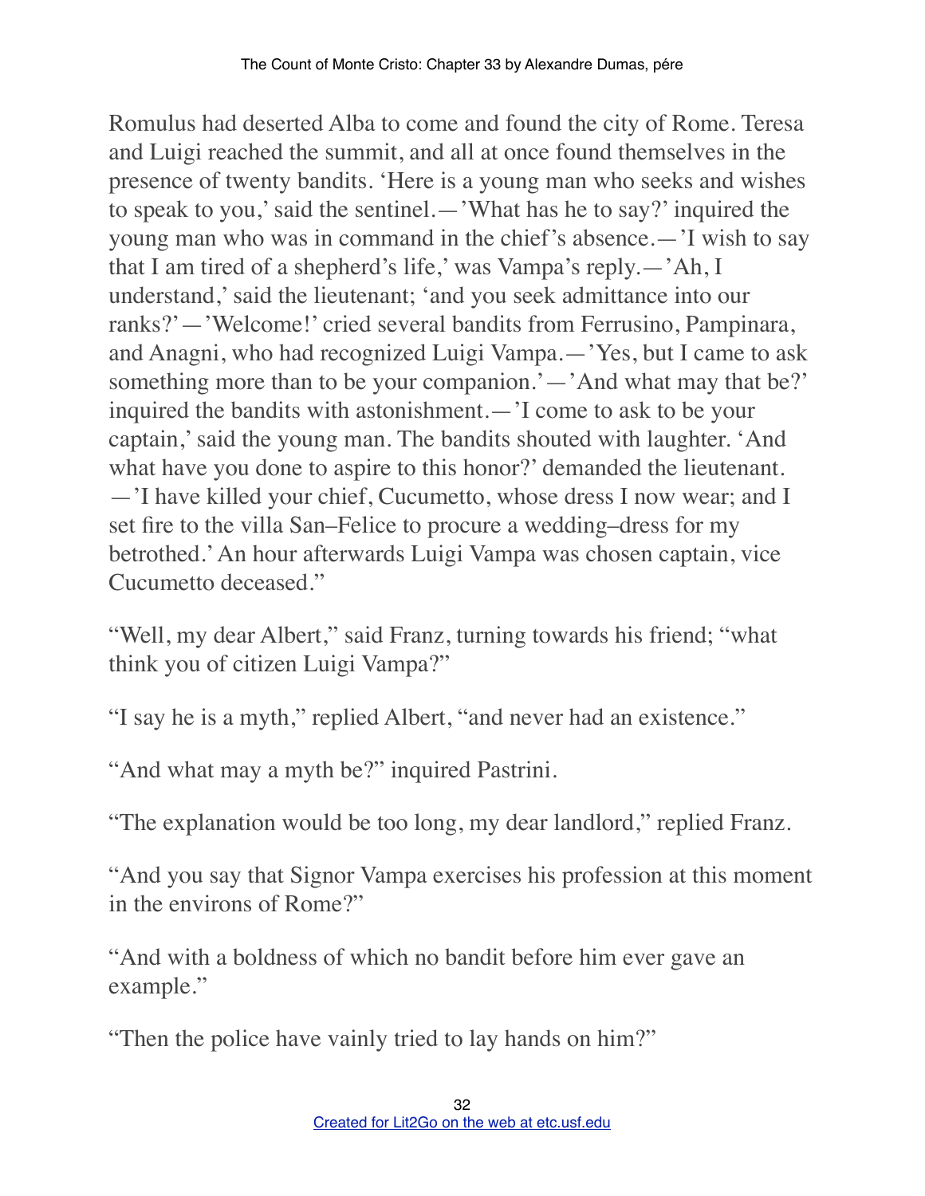Romulus had deserted Alba to come and found the city of Rome. Teresa and Luigi reached the summit, and all at once found themselves in the presence of twenty bandits. 'Here is a young man who seeks and wishes to speak to you,' said the sentinel.—'What has he to say?' inquired the young man who was in command in the chief's absence.—'I wish to say that I am tired of a shepherd's life,' was Vampa's reply.—'Ah, I understand,' said the lieutenant; 'and you seek admittance into our ranks?'—'Welcome!' cried several bandits from Ferrusino, Pampinara, and Anagni, who had recognized Luigi Vampa.—'Yes, but I came to ask something more than to be your companion.'—'And what may that be?' inquired the bandits with astonishment.—'I come to ask to be your captain,' said the young man. The bandits shouted with laughter. 'And what have you done to aspire to this honor?' demanded the lieutenant.—'I have killed your chief, Cucumetto, whose dress I now wear; and I set fire to the villa San–Felice to procure a wedding–dress for my betrothed.' An hour afterwards Luigi Vampa was chosen captain, vice Cucumetto deceased."

"Well, my dear Albert," said Franz, turning towards his friend; "what think you of citizen Luigi Vampa?"

"I say he is a myth," replied Albert, "and never had an existence."

"And what may a myth be?" inquired Pastrini.

"The explanation would be too long, my dear landlord," replied Franz.

"And you say that Signor Vampa exercises his profession at this moment in the environs of Rome?"

"And with a boldness of which no bandit before him ever gave an example."

"Then the police have vainly tried to lay hands on him?"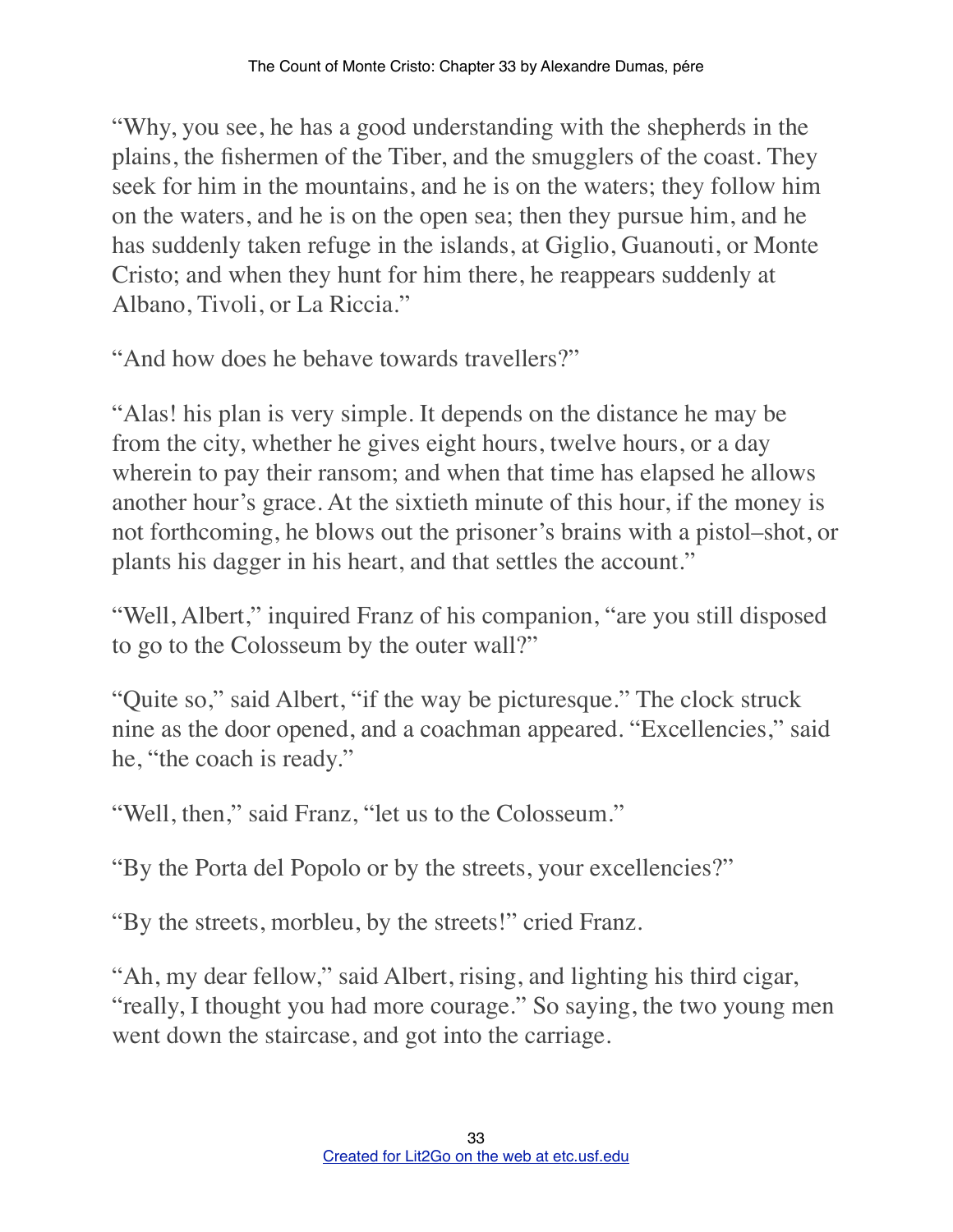"Why, you see, he has a good understanding with the shepherds in the plains, the fishermen of the Tiber, and the smugglers of the coast. They seek for him in the mountains, and he is on the waters; they follow him on the waters, and he is on the open sea; then they pursue him, and he has suddenly taken refuge in the islands, at Giglio, Guanouti, or Monte Cristo; and when they hunt for him there, he reappears suddenly at Albano, Tivoli, or La Riccia."

"And how does he behave towards travellers?"

"Alas! his plan is very simple. It depends on the distance he may be from the city, whether he gives eight hours, twelve hours, or a day wherein to pay their ransom; and when that time has elapsed he allows another hour's grace. At the sixtieth minute of this hour, if the money is not forthcoming, he blows out the prisoner's brains with a pistol–shot, or plants his dagger in his heart, and that settles the account."

"Well, Albert," inquired Franz of his companion, "are you still disposed to go to the Colosseum by the outer wall?"

"Quite so," said Albert, "if the way be picturesque." The clock struck nine as the door opened, and a coachman appeared. "Excellencies," said he, "the coach is ready."

"Well, then," said Franz, "let us to the Colosseum."

"By the Porta del Popolo or by the streets, your excellencies?"

"By the streets, morbleu, by the streets!" cried Franz.

"Ah, my dear fellow," said Albert, rising, and lighting his third cigar, "really, I thought you had more courage." So saying, the two young men went down the staircase, and got into the carriage.